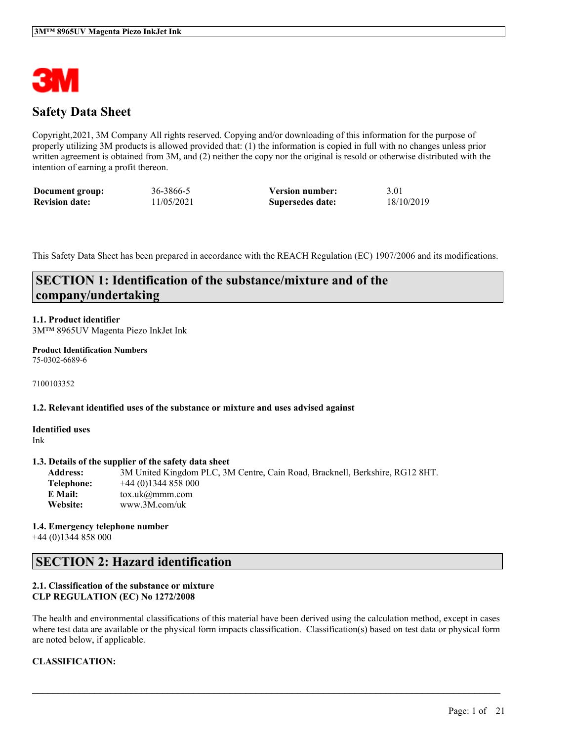# Safety Data Sheet

Copyright,2021, 3M Company All rights reserved. Copying and/or downloading of this information for the purpose of properly utilizing 3M products is allowed provided that: (1) the information is copied in full with no changes unless prior written agreement is obtained from 3M, and (2) neither the copy nor the original is resold or otherwise distributed with the intention of earning a profit thereon.

| | | | |
|---|---|---|---|
| **Document group:** | 36-3866-5 | **Version number:** | 3.01 |
| **Revision date:** | 11/05/2021 | **Supersedes date:** | 18/10/2019 |

This Safety Data Sheet has been prepared in accordance with the REACH Regulation (EC) 1907/2006 and its modifications.

## SECTION 1: Identification of the substance/mixture and of the company/undertaking

### 1.1. Product identifier

3M™ 8965UV Magenta Piezo InkJet Ink

**Product Identification Numbers**

75-0302-6689-6

7100103352

### 1.2. Relevant identified uses of the substance or mixture and uses advised against

**Identified uses**

Ink

### 1.3. Details of the supplier of the safety data sheet

| | |
|---|---|
| **Address:** | 3M United Kingdom PLC, 3M Centre, Cain Road, Bracknell, Berkshire, RG12 8HT. |
| **Telephone:** | +44 (0)1344 858 000 |
| **E Mail:** | tox.uk@mmm.com |
| **Website:** | www.3M.com/uk |

### 1.4. Emergency telephone number

+44 (0)1344 858 000

## SECTION 2: Hazard identification

### 2.1. Classification of the substance or mixture

**CLP REGULATION (EC) No 1272/2008**

The health and environmental classifications of this material have been derived using the calculation method, except in cases where test data are available or the physical form impacts classification. Classification(s) based on test data or physical form are noted below, if applicable.

**CLASSIFICATION:**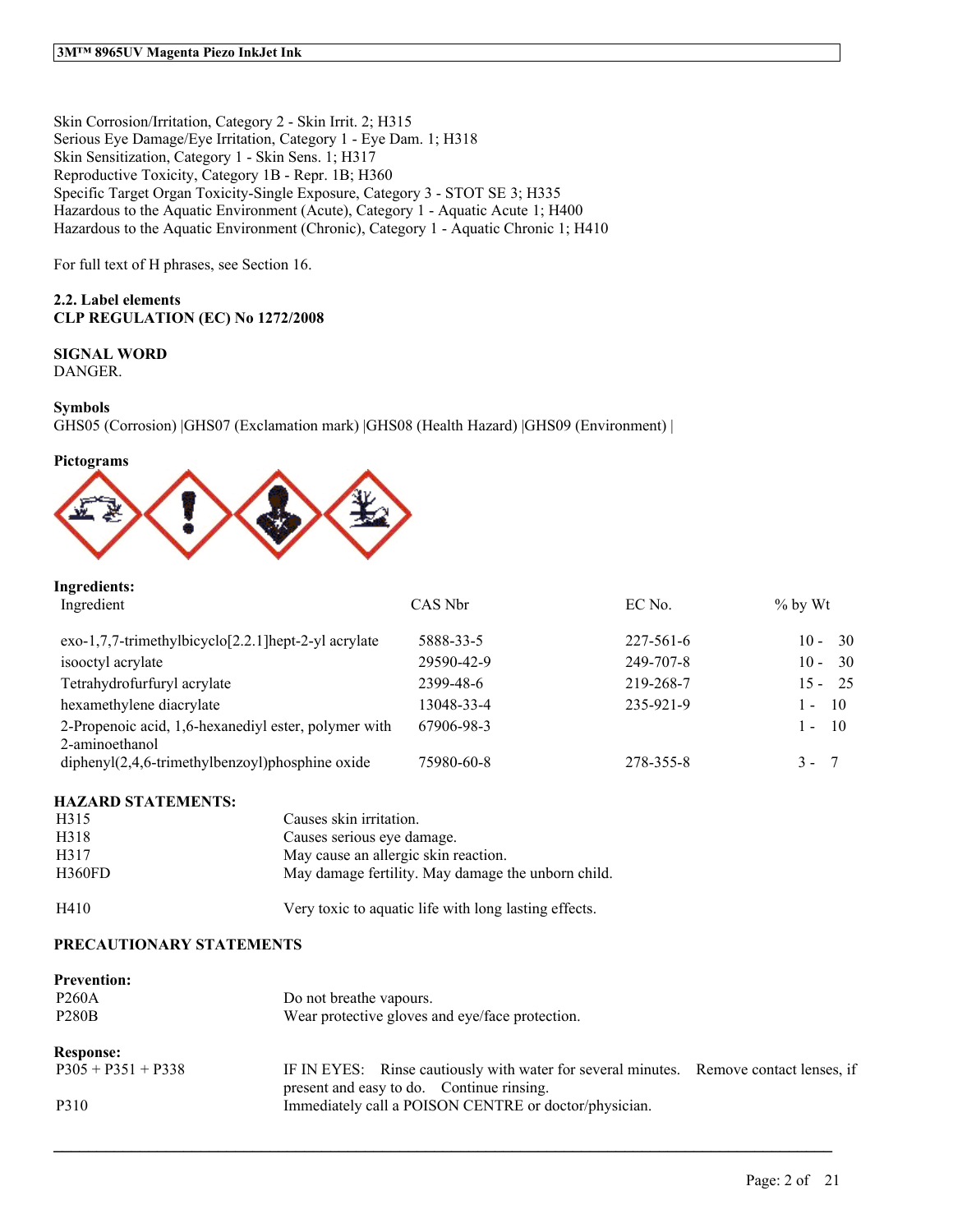Skin Corrosion/Irritation, Category 2 - Skin Irrit. 2; H315
Serious Eye Damage/Eye Irritation, Category 1 - Eye Dam. 1; H318
Skin Sensitization, Category 1 - Skin Sens. 1; H317
Reproductive Toxicity, Category 1B - Repr. 1B; H360
Specific Target Organ Toxicity-Single Exposure, Category 3 - STOT SE 3; H335
Hazardous to the Aquatic Environment (Acute), Category 1 - Aquatic Acute 1; H400
Hazardous to the Aquatic Environment (Chronic), Category 1 - Aquatic Chronic 1; H410

For full text of H phrases, see Section 16.

**2.2. Label elements**
**CLP REGULATION (EC) No 1272/2008**

**SIGNAL WORD**
DANGER.

**Symbols**
GHS05 (Corrosion) |GHS07 (Exclamation mark) |GHS08 (Health Hazard) |GHS09 (Environment) |

**Pictograms**

**Ingredients:**

| Ingredient | CAS Nbr | EC No. | % by Wt |
|---|---|---|---|
| exo-1,7,7-trimethylbicyclo[2.2.1]hept-2-yl acrylate | 5888-33-5 | 227-561-6 | 10 - 30 |
| isooctyl acrylate | 29590-42-9 | 249-707-8 | 10 - 30 |
| Tetrahydrofurfuryl acrylate | 2399-48-6 | 219-268-7 | 15 - 25 |
| hexamethylene diacrylate | 13048-33-4 | 235-921-9 | 1 - 10 |
| 2-Propenoic acid, 1,6-hexanediyl ester, polymer with 2-aminoethanol | 67906-98-3 | | 1 - 10 |
| diphenyl(2,4,6-trimethylbenzoyl)phosphine oxide | 75980-60-8 | 278-355-8 | 3 - 7 |

**HAZARD STATEMENTS:**

| | |
|---|---|
| H315 | Causes skin irritation. |
| H318 | Causes serious eye damage. |
| H317 | May cause an allergic skin reaction. |
| H360FD | May damage fertility. May damage the unborn child. |
| H410 | Very toxic to aquatic life with long lasting effects. |

**PRECAUTIONARY STATEMENTS**

**Prevention:**

| | |
|---|---|
| P260A | Do not breathe vapours. |
| P280B | Wear protective gloves and eye/face protection. |

**Response:**

| | |
|---|---|
| P305 + P351 + P338 | IF IN EYES: Rinse cautiously with water for several minutes. Remove contact lenses, if present and easy to do. Continue rinsing. |
| P310 | Immediately call a POISON CENTRE or doctor/physician. |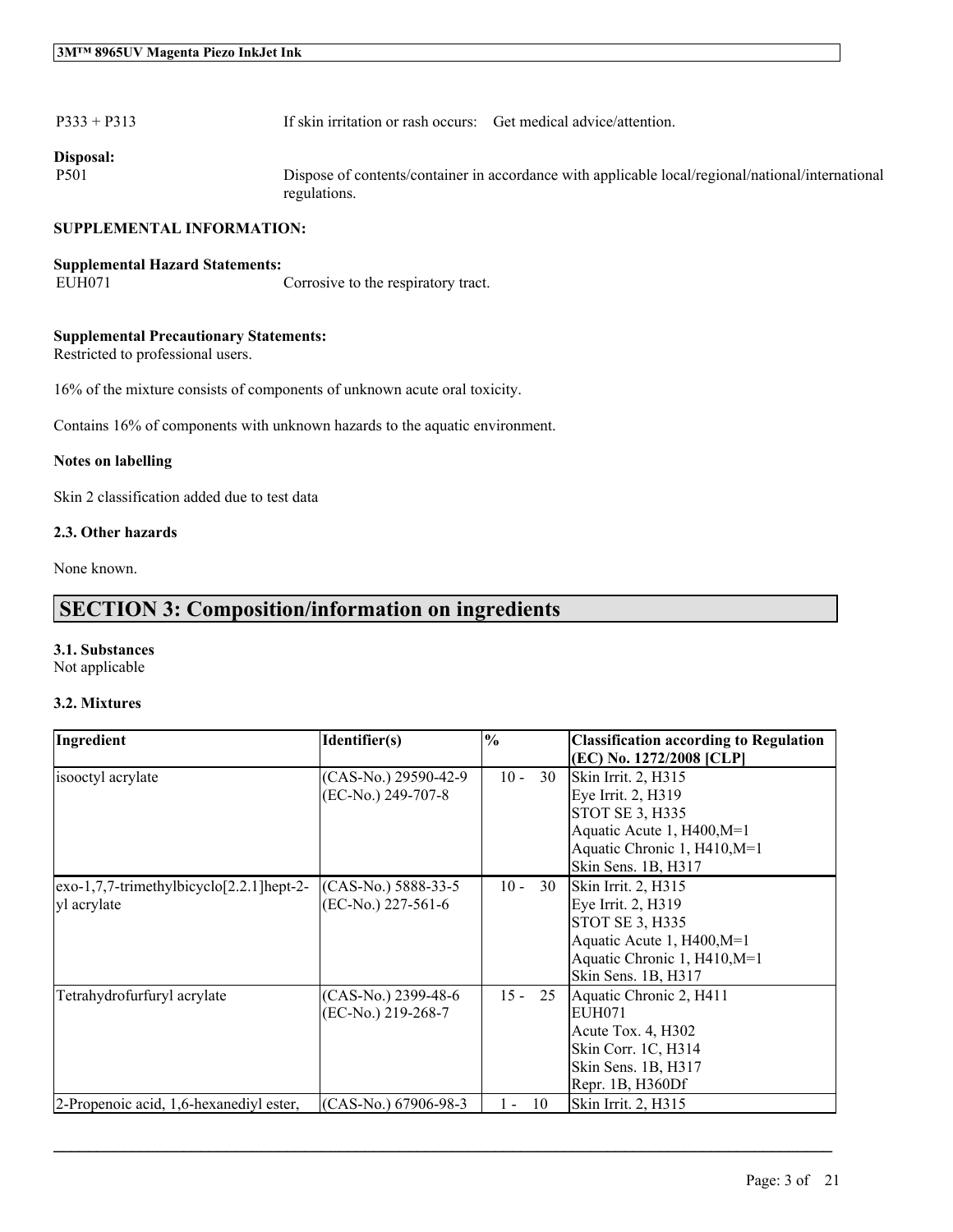| | |
|---|---|
| P333 + P313 | If skin irritation or rash occurs: Get medical advice/attention. |

**Disposal:**

| | |
|---|---|
| P501 | Dispose of contents/container in accordance with applicable local/regional/national/international regulations. |

**SUPPLEMENTAL INFORMATION:**

**Supplemental Hazard Statements:**

| | |
|---|---|
| EUH071 | Corrosive to the respiratory tract. |

**Supplemental Precautionary Statements:**

Restricted to professional users.

16% of the mixture consists of components of unknown acute oral toxicity.

Contains 16% of components with unknown hazards to the aquatic environment.

**Notes on labelling**

Skin 2 classification added due to test data

**2.3. Other hazards**

None known.

## SECTION 3: Composition/information on ingredients

**3.1. Substances**

Not applicable

**3.2. Mixtures**

| Ingredient | Identifier(s) | % | Classification according to Regulation (EC) No. 1272/2008 [CLP] |
|---|---|---|---|
| isooctyl acrylate | (CAS-No.) 29590-42-9<br>(EC-No.) 249-707-8 | 10 - 30 | Skin Irrit. 2, H315<br>Eye Irrit. 2, H319<br>STOT SE 3, H335<br>Aquatic Acute 1, H400,M=1<br>Aquatic Chronic 1, H410,M=1<br>Skin Sens. 1B, H317 |
| exo-1,7,7-trimethylbicyclo[2.2.1]hept-2-yl acrylate | (CAS-No.) 5888-33-5<br>(EC-No.) 227-561-6 | 10 - 30 | Skin Irrit. 2, H315<br>Eye Irrit. 2, H319<br>STOT SE 3, H335<br>Aquatic Acute 1, H400,M=1<br>Aquatic Chronic 1, H410,M=1<br>Skin Sens. 1B, H317 |
| Tetrahydrofurfuryl acrylate | (CAS-No.) 2399-48-6<br>(EC-No.) 219-268-7 | 15 - 25 | Aquatic Chronic 2, H411<br>EUH071<br>Acute Tox. 4, H302<br>Skin Corr. 1C, H314<br>Skin Sens. 1B, H317<br>Repr. 1B, H360Df |
| 2-Propenoic acid, 1,6-hexanediyl ester, | (CAS-No.) 67906-98-3 | 1 - 10 | Skin Irrit. 2, H315 |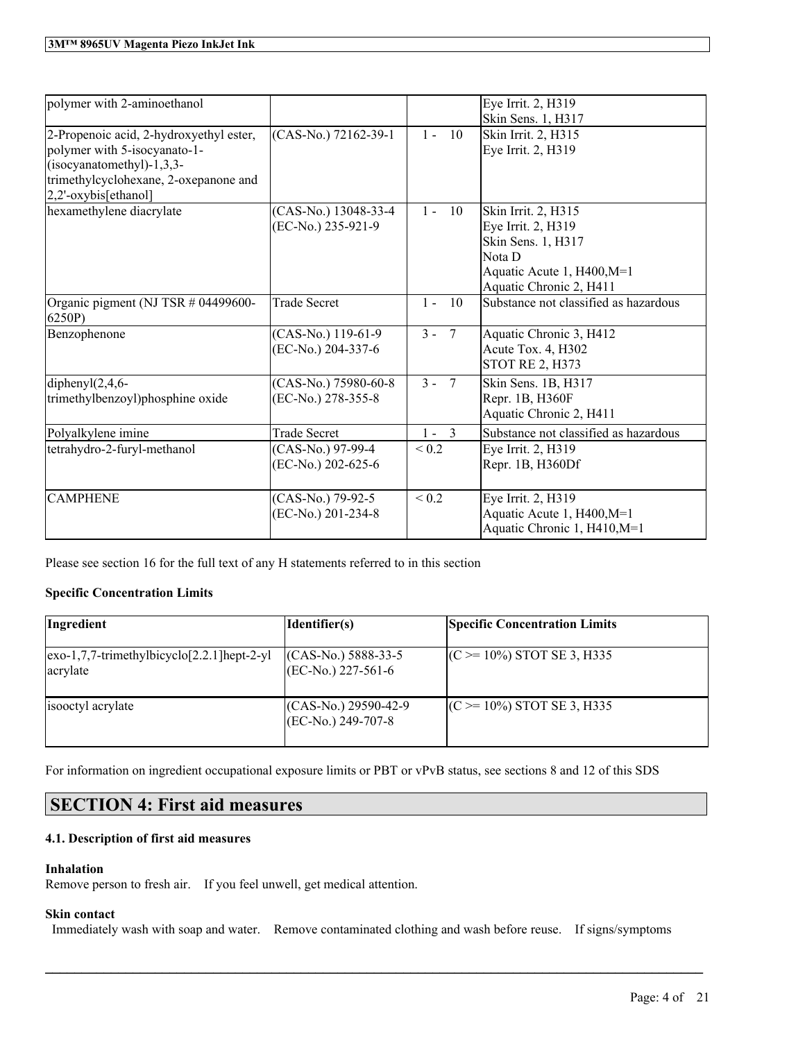| | | | |
|---|---|---|---|
| polymer with 2-aminoethanol | | | Eye Irrit. 2, H319<br>Skin Sens. 1, H317 |
| 2-Propenoic acid, 2-hydroxyethyl ester, polymer with 5-isocyanato-1-(isocyanatomethyl)-1,3,3-trimethylcyclohexane, 2-oxepanone and 2,2'-oxybis[ethanol] | (CAS-No.) 72162-39-1 | 1 - 10 | Skin Irrit. 2, H315<br>Eye Irrit. 2, H319 |
| hexamethylene diacrylate | (CAS-No.) 13048-33-4<br>(EC-No.) 235-921-9 | 1 - 10 | Skin Irrit. 2, H315<br>Eye Irrit. 2, H319<br>Skin Sens. 1, H317<br>Nota D<br>Aquatic Acute 1, H400,M=1<br>Aquatic Chronic 2, H411 |
| Organic pigment (NJ TSR # 04499600-6250P) | Trade Secret | 1 - 10 | Substance not classified as hazardous |
| Benzophenone | (CAS-No.) 119-61-9<br>(EC-No.) 204-337-6 | 3 - 7 | Aquatic Chronic 3, H412<br>Acute Tox. 4, H302<br>STOT RE 2, H373 |
| diphenyl(2,4,6-trimethylbenzoyl)phosphine oxide | (CAS-No.) 75980-60-8<br>(EC-No.) 278-355-8 | 3 - 7 | Skin Sens. 1B, H317<br>Repr. 1B, H360F<br>Aquatic Chronic 2, H411 |
| Polyalkylene imine | Trade Secret | 1 - 3 | Substance not classified as hazardous |
| tetrahydro-2-furyl-methanol | (CAS-No.) 97-99-4<br>(EC-No.) 202-625-6 | < 0.2 | Eye Irrit. 2, H319<br>Repr. 1B, H360Df |
| CAMPHENE | (CAS-No.) 79-92-5<br>(EC-No.) 201-234-8 | < 0.2 | Eye Irrit. 2, H319<br>Aquatic Acute 1, H400,M=1<br>Aquatic Chronic 1, H410,M=1 |

Please see section 16 for the full text of any H statements referred to in this section

**Specific Concentration Limits**

| Ingredient | Identifier(s) | Specific Concentration Limits |
|---|---|---|
| exo-1,7,7-trimethylbicyclo[2.2.1]hept-2-yl acrylate | (CAS-No.) 5888-33-5<br>(EC-No.) 227-561-6 | (C >= 10%) STOT SE 3, H335 |
| isooctyl acrylate | (CAS-No.) 29590-42-9<br>(EC-No.) 249-707-8 | (C >= 10%) STOT SE 3, H335 |

For information on ingredient occupational exposure limits or PBT or vPvB status, see sections 8 and 12 of this SDS

## SECTION 4: First aid measures

### 4.1. Description of first aid measures

**Inhalation**

Remove person to fresh air. If you feel unwell, get medical attention.

**Skin contact**

Immediately wash with soap and water. Remove contaminated clothing and wash before reuse. If signs/symptoms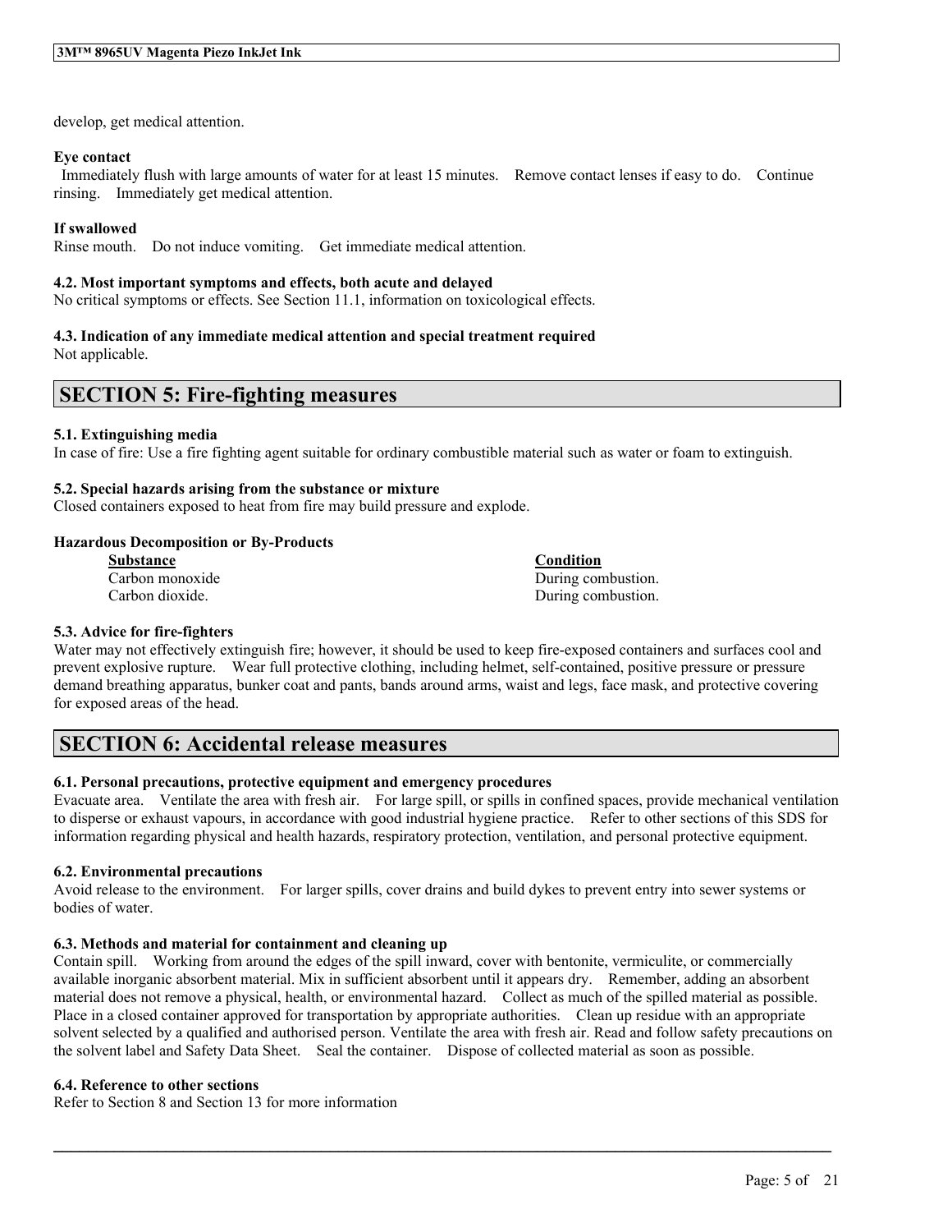develop, get medical attention.

**Eye contact**

Immediately flush with large amounts of water for at least 15 minutes. Remove contact lenses if easy to do. Continue rinsing. Immediately get medical attention.

**If swallowed**

Rinse mouth. Do not induce vomiting. Get immediate medical attention.

**4.2. Most important symptoms and effects, both acute and delayed**

No critical symptoms or effects. See Section 11.1, information on toxicological effects.

**4.3. Indication of any immediate medical attention and special treatment required**

Not applicable.

## SECTION 5: Fire-fighting measures

**5.1. Extinguishing media**

In case of fire: Use a fire fighting agent suitable for ordinary combustible material such as water or foam to extinguish.

**5.2. Special hazards arising from the substance or mixture**

Closed containers exposed to heat from fire may build pressure and explode.

**Hazardous Decomposition or By-Products**

| Substance | Condition |
| --- | --- |
| Carbon monoxide | During combustion. |
| Carbon dioxide. | During combustion. |

**5.3. Advice for fire-fighters**

Water may not effectively extinguish fire; however, it should be used to keep fire-exposed containers and surfaces cool and prevent explosive rupture. Wear full protective clothing, including helmet, self-contained, positive pressure or pressure demand breathing apparatus, bunker coat and pants, bands around arms, waist and legs, face mask, and protective covering for exposed areas of the head.

## SECTION 6: Accidental release measures

**6.1. Personal precautions, protective equipment and emergency procedures**

Evacuate area. Ventilate the area with fresh air. For large spill, or spills in confined spaces, provide mechanical ventilation to disperse or exhaust vapours, in accordance with good industrial hygiene practice. Refer to other sections of this SDS for information regarding physical and health hazards, respiratory protection, ventilation, and personal protective equipment.

**6.2. Environmental precautions**

Avoid release to the environment. For larger spills, cover drains and build dykes to prevent entry into sewer systems or bodies of water.

**6.3. Methods and material for containment and cleaning up**

Contain spill. Working from around the edges of the spill inward, cover with bentonite, vermiculite, or commercially available inorganic absorbent material. Mix in sufficient absorbent until it appears dry. Remember, adding an absorbent material does not remove a physical, health, or environmental hazard. Collect as much of the spilled material as possible. Place in a closed container approved for transportation by appropriate authorities. Clean up residue with an appropriate solvent selected by a qualified and authorised person. Ventilate the area with fresh air. Read and follow safety precautions on the solvent label and Safety Data Sheet. Seal the container. Dispose of collected material as soon as possible.

**6.4. Reference to other sections**

Refer to Section 8 and Section 13 for more information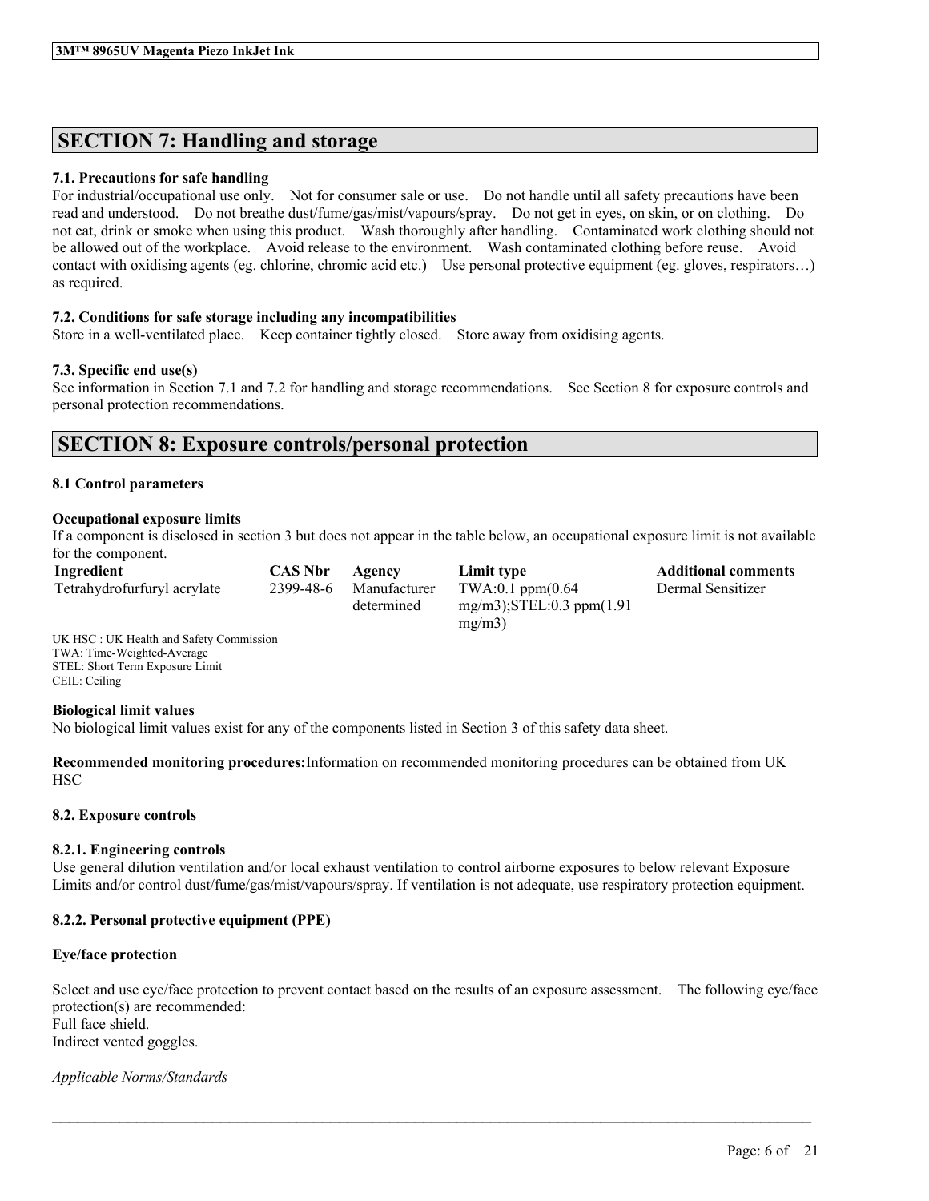## SECTION 7: Handling and storage

### 7.1. Precautions for safe handling

For industrial/occupational use only. Not for consumer sale or use. Do not handle until all safety precautions have been read and understood. Do not breathe dust/fume/gas/mist/vapours/spray. Do not get in eyes, on skin, or on clothing. Do not eat, drink or smoke when using this product. Wash thoroughly after handling. Contaminated work clothing should not be allowed out of the workplace. Avoid release to the environment. Wash contaminated clothing before reuse. Avoid contact with oxidising agents (eg. chlorine, chromic acid etc.) Use personal protective equipment (eg. gloves, respirators…) as required.

### 7.2. Conditions for safe storage including any incompatibilities

Store in a well-ventilated place. Keep container tightly closed. Store away from oxidising agents.

### 7.3. Specific end use(s)

See information in Section 7.1 and 7.2 for handling and storage recommendations. See Section 8 for exposure controls and personal protection recommendations.

## SECTION 8: Exposure controls/personal protection

### 8.1 Control parameters

**Occupational exposure limits**

If a component is disclosed in section 3 but does not appear in the table below, an occupational exposure limit is not available for the component.

| Ingredient | CAS Nbr | Agency | Limit type | Additional comments |
|---|---|---|---|---|
| Tetrahydrofurfuryl acrylate | 2399-48-6 | Manufacturer determined | TWA:0.1 ppm(0.64 mg/m3);STEL:0.3 ppm(1.91 mg/m3) | Dermal Sensitizer |

UK HSC : UK Health and Safety Commission
TWA: Time-Weighted-Average
STEL: Short Term Exposure Limit
CEIL: Ceiling

**Biological limit values**

No biological limit values exist for any of the components listed in Section 3 of this safety data sheet.

**Recommended monitoring procedures:**Information on recommended monitoring procedures can be obtained from UK HSC

### 8.2. Exposure controls

#### 8.2.1. Engineering controls

Use general dilution ventilation and/or local exhaust ventilation to control airborne exposures to below relevant Exposure Limits and/or control dust/fume/gas/mist/vapours/spray. If ventilation is not adequate, use respiratory protection equipment.

#### 8.2.2. Personal protective equipment (PPE)

**Eye/face protection**

Select and use eye/face protection to prevent contact based on the results of an exposure assessment. The following eye/face protection(s) are recommended:
Full face shield.
Indirect vented goggles.

*Applicable Norms/Standards*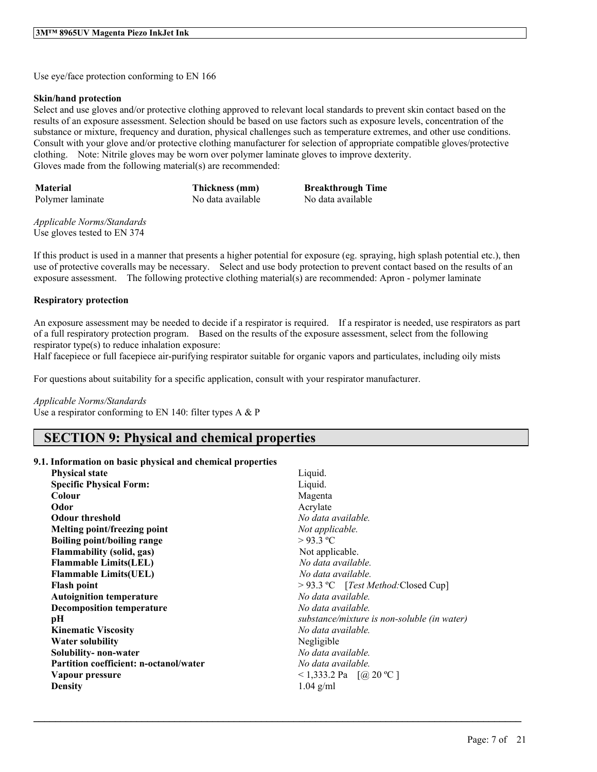Use eye/face protection conforming to EN 166

**Skin/hand protection**

Select and use gloves and/or protective clothing approved to relevant local standards to prevent skin contact based on the results of an exposure assessment. Selection should be based on use factors such as exposure levels, concentration of the substance or mixture, frequency and duration, physical challenges such as temperature extremes, and other use conditions. Consult with your glove and/or protective clothing manufacturer for selection of appropriate compatible gloves/protective clothing. Note: Nitrile gloves may be worn over polymer laminate gloves to improve dexterity.
Gloves made from the following material(s) are recommended:

| Material | Thickness (mm) | Breakthrough Time |
|---|---|---|
| Polymer laminate | No data available | No data available |

*Applicable Norms/Standards*
Use gloves tested to EN 374

If this product is used in a manner that presents a higher potential for exposure (eg. spraying, high splash potential etc.), then use of protective coveralls may be necessary. Select and use body protection to prevent contact based on the results of an exposure assessment. The following protective clothing material(s) are recommended: Apron - polymer laminate

**Respiratory protection**

An exposure assessment may be needed to decide if a respirator is required. If a respirator is needed, use respirators as part of a full respiratory protection program. Based on the results of the exposure assessment, select from the following respirator type(s) to reduce inhalation exposure:
Half facepiece or full facepiece air-purifying respirator suitable for organic vapors and particulates, including oily mists

For questions about suitability for a specific application, consult with your respirator manufacturer.

*Applicable Norms/Standards*
Use a respirator conforming to EN 140: filter types A & P

## SECTION 9: Physical and chemical properties

**9.1. Information on basic physical and chemical properties**

| | |
|---|---|
| **Physical state** | Liquid. |
| **Specific Physical Form:** | Liquid. |
| **Colour** | Magenta |
| **Odor** | Acrylate |
| **Odour threshold** | *No data available.* |
| **Melting point/freezing point** | *Not applicable.* |
| **Boiling point/boiling range** | > 93.3 ºC |
| **Flammability (solid, gas)** | Not applicable. |
| **Flammable Limits(LEL)** | *No data available.* |
| **Flammable Limits(UEL)** | *No data available.* |
| **Flash point** | > 93.3 ºC [*Test Method:*Closed Cup] |
| **Autoignition temperature** | *No data available.* |
| **Decomposition temperature** | *No data available.* |
| **pH** | *substance/mixture is non-soluble (in water)* |
| **Kinematic Viscosity** | *No data available.* |
| **Water solubility** | Negligible |
| **Solubility- non-water** | *No data available.* |
| **Partition coefficient: n-octanol/water** | *No data available.* |
| **Vapour pressure** | < 1,333.2 Pa [@ 20 ºC ] |
| **Density** | 1.04 g/ml |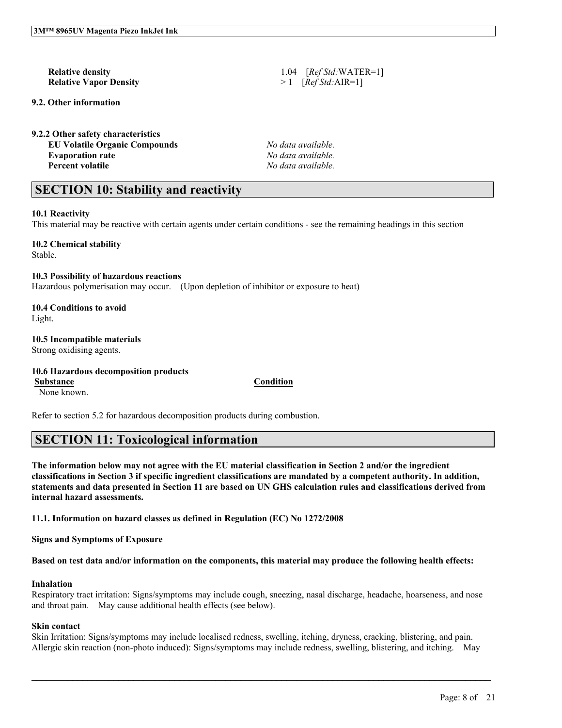| | |
|---|---|
| **Relative density** | 1.04 [*Ref Std:*WATER=1] |
| **Relative Vapor Density** | > 1 [*Ref Std:*AIR=1] |

**9.2. Other information**

**9.2.2 Other safety characteristics**

| | |
|---|---|
| **EU Volatile Organic Compounds** | *No data available.* |
| **Evaporation rate** | *No data available.* |
| **Percent volatile** | *No data available.* |

## SECTION 10: Stability and reactivity

**10.1 Reactivity**

This material may be reactive with certain agents under certain conditions - see the remaining headings in this section

**10.2 Chemical stability**

Stable.

**10.3 Possibility of hazardous reactions**

Hazardous polymerisation may occur. (Upon depletion of inhibitor or exposure to heat)

**10.4 Conditions to avoid**

Light.

**10.5 Incompatible materials**

Strong oxidising agents.

**10.6 Hazardous decomposition products**

| Substance | Condition |
|---|---|
| None known. | |

Refer to section 5.2 for hazardous decomposition products during combustion.

## SECTION 11: Toxicological information

**The information below may not agree with the EU material classification in Section 2 and/or the ingredient classifications in Section 3 if specific ingredient classifications are mandated by a competent authority. In addition, statements and data presented in Section 11 are based on UN GHS calculation rules and classifications derived from internal hazard assessments.**

**11.1. Information on hazard classes as defined in Regulation (EC) No 1272/2008**

**Signs and Symptoms of Exposure**

**Based on test data and/or information on the components, this material may produce the following health effects:**

**Inhalation**

Respiratory tract irritation: Signs/symptoms may include cough, sneezing, nasal discharge, headache, hoarseness, and nose and throat pain. May cause additional health effects (see below).

**Skin contact**

Skin Irritation: Signs/symptoms may include localised redness, swelling, itching, dryness, cracking, blistering, and pain. Allergic skin reaction (non-photo induced): Signs/symptoms may include redness, swelling, blistering, and itching. May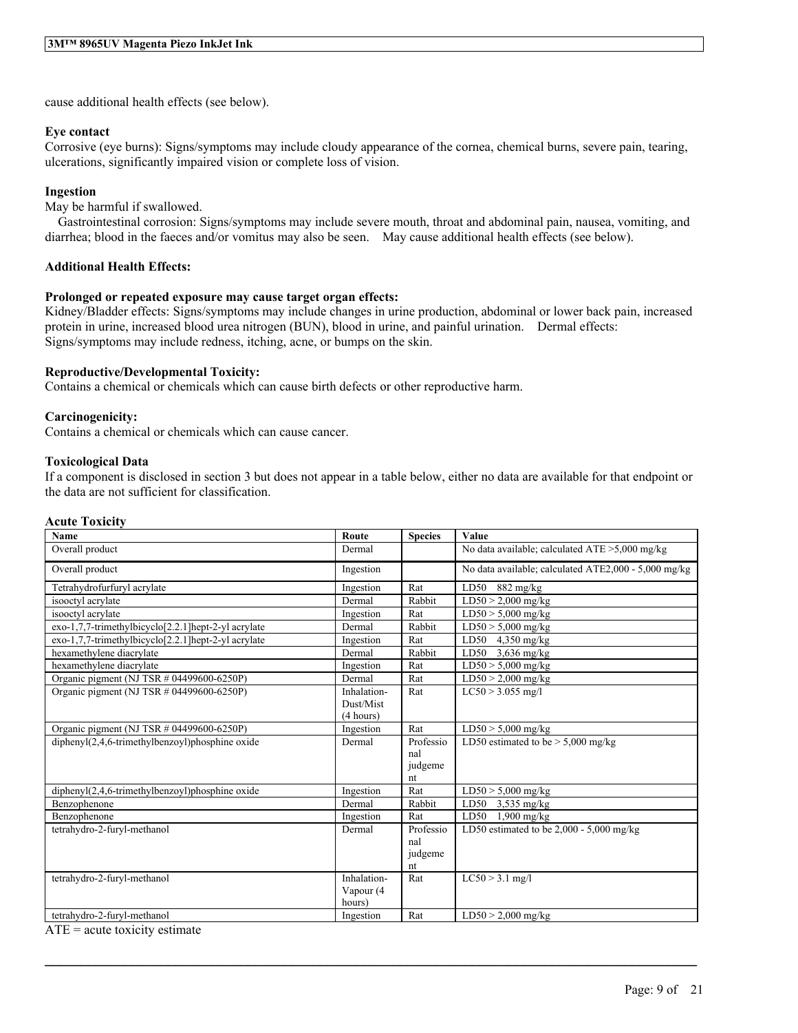cause additional health effects (see below).

**Eye contact**
Corrosive (eye burns): Signs/symptoms may include cloudy appearance of the cornea, chemical burns, severe pain, tearing, ulcerations, significantly impaired vision or complete loss of vision.

**Ingestion**
May be harmful if swallowed.
Gastrointestinal corrosion: Signs/symptoms may include severe mouth, throat and abdominal pain, nausea, vomiting, and diarrhea; blood in the faeces and/or vomitus may also be seen. May cause additional health effects (see below).

**Additional Health Effects:**

**Prolonged or repeated exposure may cause target organ effects:**
Kidney/Bladder effects: Signs/symptoms may include changes in urine production, abdominal or lower back pain, increased protein in urine, increased blood urea nitrogen (BUN), blood in urine, and painful urination. Dermal effects: Signs/symptoms may include redness, itching, acne, or bumps on the skin.

**Reproductive/Developmental Toxicity:**
Contains a chemical or chemicals which can cause birth defects or other reproductive harm.

**Carcinogenicity:**
Contains a chemical or chemicals which can cause cancer.

**Toxicological Data**
If a component is disclosed in section 3 but does not appear in a table below, either no data are available for that endpoint or the data are not sufficient for classification.

**Acute Toxicity**

| Name | Route | Species | Value |
|---|---|---|---|
| Overall product | Dermal | | No data available; calculated ATE >5,000 mg/kg |
| Overall product | Ingestion | | No data available; calculated ATE2,000 - 5,000 mg/kg |
| Tetrahydrofurfuryl acrylate | Ingestion | Rat | LD50 882 mg/kg |
| isooctyl acrylate | Dermal | Rabbit | LD50 > 2,000 mg/kg |
| isooctyl acrylate | Ingestion | Rat | LD50 > 5,000 mg/kg |
| exo-1,7,7-trimethylbicyclo[2.2.1]hept-2-yl acrylate | Dermal | Rabbit | LD50 > 5,000 mg/kg |
| exo-1,7,7-trimethylbicyclo[2.2.1]hept-2-yl acrylate | Ingestion | Rat | LD50 4,350 mg/kg |
| hexamethylene diacrylate | Dermal | Rabbit | LD50 3,636 mg/kg |
| hexamethylene diacrylate | Ingestion | Rat | LD50 > 5,000 mg/kg |
| Organic pigment (NJ TSR # 04499600-6250P) | Dermal | Rat | LD50 > 2,000 mg/kg |
| Organic pigment (NJ TSR # 04499600-6250P) | Inhalation-Dust/Mist (4 hours) | Rat | LC50 > 3.055 mg/l |
| Organic pigment (NJ TSR # 04499600-6250P) | Ingestion | Rat | LD50 > 5,000 mg/kg |
| diphenyl(2,4,6-trimethylbenzoyl)phosphine oxide | Dermal | Professional judgement | LD50 estimated to be > 5,000 mg/kg |
| diphenyl(2,4,6-trimethylbenzoyl)phosphine oxide | Ingestion | Rat | LD50 > 5,000 mg/kg |
| Benzophenone | Dermal | Rabbit | LD50 3,535 mg/kg |
| Benzophenone | Ingestion | Rat | LD50 1,900 mg/kg |
| tetrahydro-2-furyl-methanol | Dermal | Professional judgement | LD50 estimated to be 2,000 - 5,000 mg/kg |
| tetrahydro-2-furyl-methanol | Inhalation-Vapour (4 hours) | Rat | LC50 > 3.1 mg/l |
| tetrahydro-2-furyl-methanol | Ingestion | Rat | LD50 > 2,000 mg/kg |

ATE = acute toxicity estimate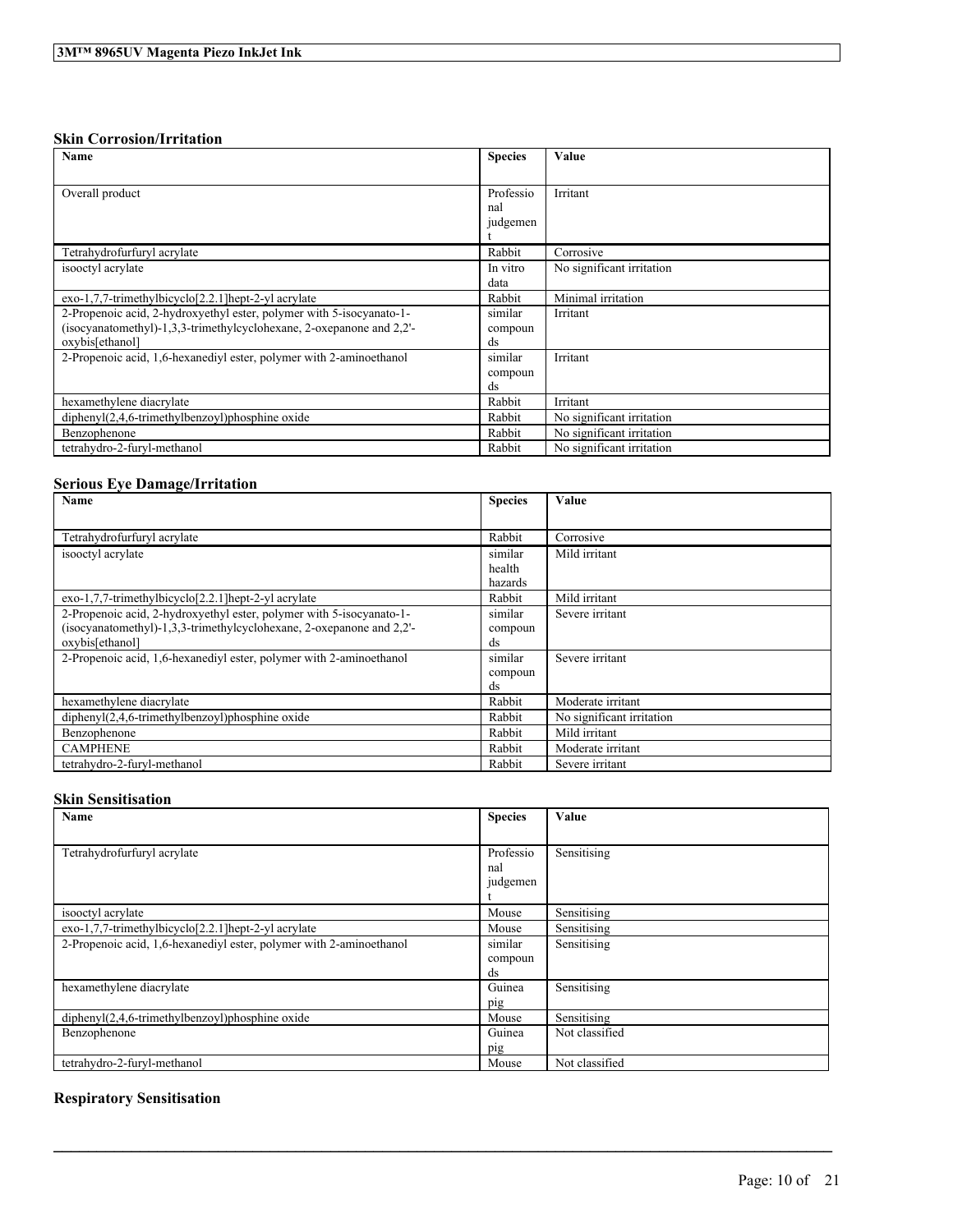### Skin Corrosion/Irritation

| Name | Species | Value |
|---|---|---|
| Overall product | Professional judgement | Irritant |
| Tetrahydrofurfuryl acrylate | Rabbit | Corrosive |
| isooctyl acrylate | In vitro data | No significant irritation |
| exo-1,7,7-trimethylbicyclo[2.2.1]hept-2-yl acrylate | Rabbit | Minimal irritation |
| 2-Propenoic acid, 2-hydroxyethyl ester, polymer with 5-isocyanato-1-(isocyanatomethyl)-1,3,3-trimethylcyclohexane, 2-oxepanone and 2,2'-oxybis[ethanol] | similar compounds | Irritant |
| 2-Propenoic acid, 1,6-hexanediyl ester, polymer with 2-aminoethanol | similar compounds | Irritant |
| hexamethylene diacrylate | Rabbit | Irritant |
| diphenyl(2,4,6-trimethylbenzoyl)phosphine oxide | Rabbit | No significant irritation |
| Benzophenone | Rabbit | No significant irritation |
| tetrahydro-2-furyl-methanol | Rabbit | No significant irritation |

### Serious Eye Damage/Irritation

| Name | Species | Value |
|---|---|---|
| Tetrahydrofurfuryl acrylate | Rabbit | Corrosive |
| isooctyl acrylate | similar health hazards | Mild irritant |
| exo-1,7,7-trimethylbicyclo[2.2.1]hept-2-yl acrylate | Rabbit | Mild irritant |
| 2-Propenoic acid, 2-hydroxyethyl ester, polymer with 5-isocyanato-1-(isocyanatomethyl)-1,3,3-trimethylcyclohexane, 2-oxepanone and 2,2'-oxybis[ethanol] | similar compounds | Severe irritant |
| 2-Propenoic acid, 1,6-hexanediyl ester, polymer with 2-aminoethanol | similar compounds | Severe irritant |
| hexamethylene diacrylate | Rabbit | Moderate irritant |
| diphenyl(2,4,6-trimethylbenzoyl)phosphine oxide | Rabbit | No significant irritation |
| Benzophenone | Rabbit | Mild irritant |
| CAMPHENE | Rabbit | Moderate irritant |
| tetrahydro-2-furyl-methanol | Rabbit | Severe irritant |

### Skin Sensitisation

| Name | Species | Value |
|---|---|---|
| Tetrahydrofurfuryl acrylate | Professional judgement | Sensitising |
| isooctyl acrylate | Mouse | Sensitising |
| exo-1,7,7-trimethylbicyclo[2.2.1]hept-2-yl acrylate | Mouse | Sensitising |
| 2-Propenoic acid, 1,6-hexanediyl ester, polymer with 2-aminoethanol | similar compounds | Sensitising |
| hexamethylene diacrylate | Guinea pig | Sensitising |
| diphenyl(2,4,6-trimethylbenzoyl)phosphine oxide | Mouse | Sensitising |
| Benzophenone | Guinea pig | Not classified |
| tetrahydro-2-furyl-methanol | Mouse | Not classified |

### Respiratory Sensitisation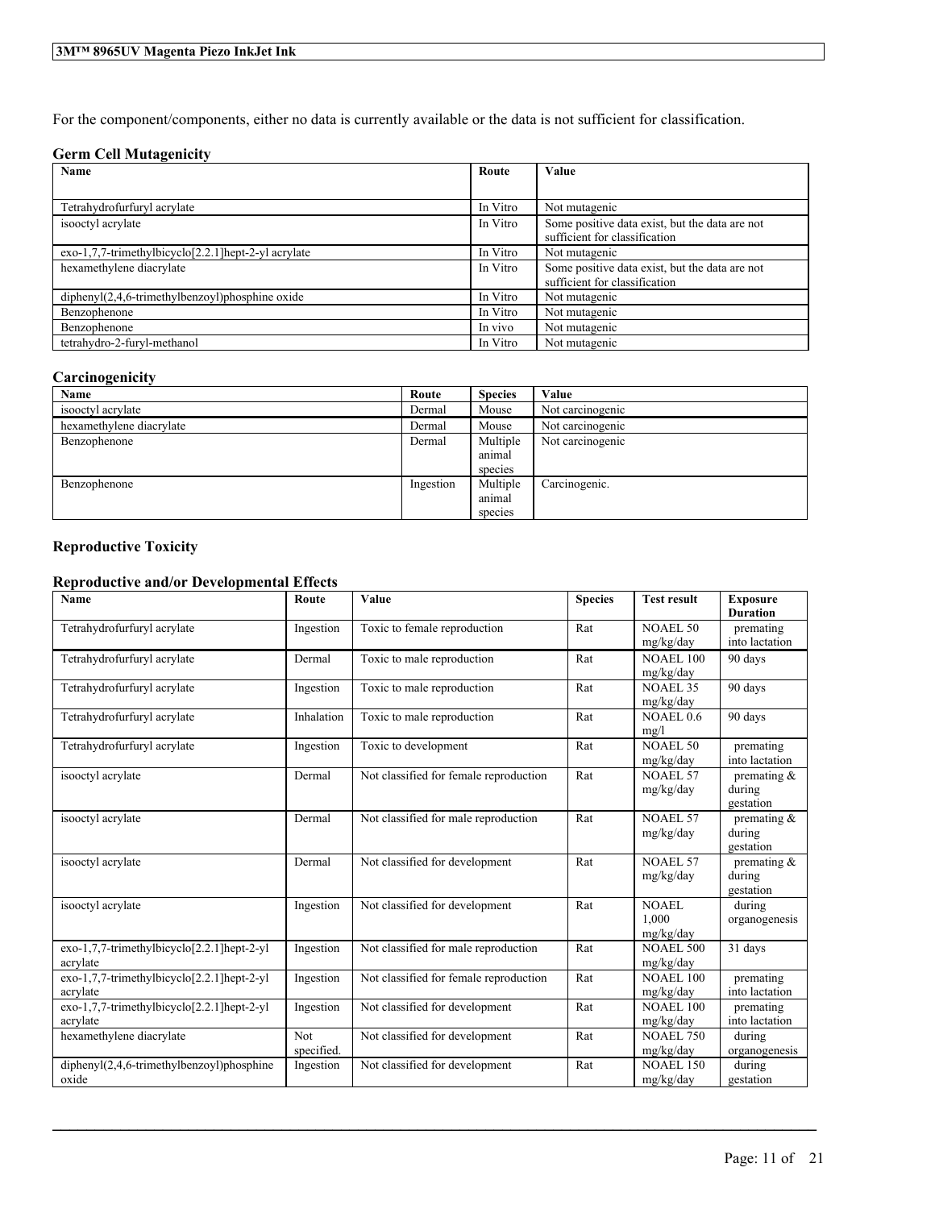For the component/components, either no data is currently available or the data is not sufficient for classification.

### Germ Cell Mutagenicity

| Name | Route | Value |
| --- | --- | --- |
| Tetrahydrofurfuryl acrylate | In Vitro | Not mutagenic |
| isooctyl acrylate | In Vitro | Some positive data exist, but the data are not sufficient for classification |
| exo-1,7,7-trimethylbicyclo[2.2.1]hept-2-yl acrylate | In Vitro | Not mutagenic |
| hexamethylene diacrylate | In Vitro | Some positive data exist, but the data are not sufficient for classification |
| diphenyl(2,4,6-trimethylbenzoyl)phosphine oxide | In Vitro | Not mutagenic |
| Benzophenone | In Vitro | Not mutagenic |
| Benzophenone | In vivo | Not mutagenic |
| tetrahydro-2-furyl-methanol | In Vitro | Not mutagenic |

### Carcinogenicity

| Name | Route | Species | Value |
| --- | --- | --- | --- |
| isooctyl acrylate | Dermal | Mouse | Not carcinogenic |
| hexamethylene diacrylate | Dermal | Mouse | Not carcinogenic |
| Benzophenone | Dermal | Multiple animal species | Not carcinogenic |
| Benzophenone | Ingestion | Multiple animal species | Carcinogenic. |

### Reproductive Toxicity

### Reproductive and/or Developmental Effects

| Name | Route | Value | Species | Test result | Exposure Duration |
| --- | --- | --- | --- | --- | --- |
| Tetrahydrofurfuryl acrylate | Ingestion | Toxic to female reproduction | Rat | NOAEL 50 mg/kg/day | premating into lactation |
| Tetrahydrofurfuryl acrylate | Dermal | Toxic to male reproduction | Rat | NOAEL 100 mg/kg/day | 90 days |
| Tetrahydrofurfuryl acrylate | Ingestion | Toxic to male reproduction | Rat | NOAEL 35 mg/kg/day | 90 days |
| Tetrahydrofurfuryl acrylate | Inhalation | Toxic to male reproduction | Rat | NOAEL 0.6 mg/l | 90 days |
| Tetrahydrofurfuryl acrylate | Ingestion | Toxic to development | Rat | NOAEL 50 mg/kg/day | premating into lactation |
| isooctyl acrylate | Dermal | Not classified for female reproduction | Rat | NOAEL 57 mg/kg/day | premating & during gestation |
| isooctyl acrylate | Dermal | Not classified for male reproduction | Rat | NOAEL 57 mg/kg/day | premating & during gestation |
| isooctyl acrylate | Dermal | Not classified for development | Rat | NOAEL 57 mg/kg/day | premating & during gestation |
| isooctyl acrylate | Ingestion | Not classified for development | Rat | NOAEL 1,000 mg/kg/day | during organogenesis |
| exo-1,7,7-trimethylbicyclo[2.2.1]hept-2-yl acrylate | Ingestion | Not classified for male reproduction | Rat | NOAEL 500 mg/kg/day | 31 days |
| exo-1,7,7-trimethylbicyclo[2.2.1]hept-2-yl acrylate | Ingestion | Not classified for female reproduction | Rat | NOAEL 100 mg/kg/day | premating into lactation |
| exo-1,7,7-trimethylbicyclo[2.2.1]hept-2-yl acrylate | Ingestion | Not classified for development | Rat | NOAEL 100 mg/kg/day | premating into lactation |
| hexamethylene diacrylate | Not specified. | Not classified for development | Rat | NOAEL 750 mg/kg/day | during organogenesis |
| diphenyl(2,4,6-trimethylbenzoyl)phosphine oxide | Ingestion | Not classified for development | Rat | NOAEL 150 mg/kg/day | during gestation |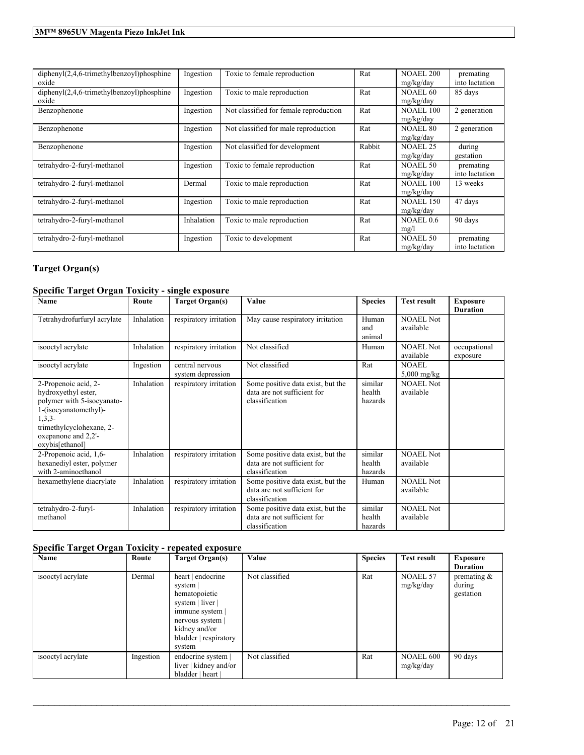| diphenyl(2,4,6-trimethylbenzoyl)phosphine oxide | Ingestion | Toxic to female reproduction | Rat | NOAEL 200 mg/kg/day | premating into lactation |
|---|---|---|---|---|---|
| diphenyl(2,4,6-trimethylbenzoyl)phosphine oxide | Ingestion | Toxic to male reproduction | Rat | NOAEL 60 mg/kg/day | 85 days |
| Benzophenone | Ingestion | Not classified for female reproduction | Rat | NOAEL 100 mg/kg/day | 2 generation |
| Benzophenone | Ingestion | Not classified for male reproduction | Rat | NOAEL 80 mg/kg/day | 2 generation |
| Benzophenone | Ingestion | Not classified for development | Rabbit | NOAEL 25 mg/kg/day | during gestation |
| tetrahydro-2-furyl-methanol | Ingestion | Toxic to female reproduction | Rat | NOAEL 50 mg/kg/day | premating into lactation |
| tetrahydro-2-furyl-methanol | Dermal | Toxic to male reproduction | Rat | NOAEL 100 mg/kg/day | 13 weeks |
| tetrahydro-2-furyl-methanol | Ingestion | Toxic to male reproduction | Rat | NOAEL 150 mg/kg/day | 47 days |
| tetrahydro-2-furyl-methanol | Inhalation | Toxic to male reproduction | Rat | NOAEL 0.6 mg/l | 90 days |
| tetrahydro-2-furyl-methanol | Ingestion | Toxic to development | Rat | NOAEL 50 mg/kg/day | premating into lactation |

## Target Organ(s)

### Specific Target Organ Toxicity - single exposure

| Name | Route | Target Organ(s) | Value | Species | Test result | Exposure Duration |
|---|---|---|---|---|---|---|
| Tetrahydrofurfuryl acrylate | Inhalation | respiratory irritation | May cause respiratory irritation | Human and animal | NOAEL Not available | |
| isooctyl acrylate | Inhalation | respiratory irritation | Not classified | Human | NOAEL Not available | occupational exposure |
| isooctyl acrylate | Ingestion | central nervous system depression | Not classified | Rat | NOAEL 5,000 mg/kg | |
| 2-Propenoic acid, 2-hydroxyethyl ester, polymer with 5-isocyanato-1-(isocyanatomethyl)-1,3,3-trimethylcyclohexane, 2-oxepanone and 2,2'-oxybis[ethanol] | Inhalation | respiratory irritation | Some positive data exist, but the data are not sufficient for classification | similar health hazards | NOAEL Not available | |
| 2-Propenoic acid, 1,6-hexanediyl ester, polymer with 2-aminoethanol | Inhalation | respiratory irritation | Some positive data exist, but the data are not sufficient for classification | similar health hazards | NOAEL Not available | |
| hexamethylene diacrylate | Inhalation | respiratory irritation | Some positive data exist, but the data are not sufficient for classification | Human | NOAEL Not available | |
| tetrahydro-2-furyl-methanol | Inhalation | respiratory irritation | Some positive data exist, but the data are not sufficient for classification | similar health hazards | NOAEL Not available | |

### Specific Target Organ Toxicity - repeated exposure

| Name | Route | Target Organ(s) | Value | Species | Test result | Exposure Duration |
|---|---|---|---|---|---|---|
| isooctyl acrylate | Dermal | heart \| endocrine system \| hematopoietic system \| liver \| immune system \| nervous system \| kidney and/or bladder \| respiratory system | Not classified | Rat | NOAEL 57 mg/kg/day | premating & during gestation |
| isooctyl acrylate | Ingestion | endocrine system \| liver \| kidney and/or bladder \| heart \| | Not classified | Rat | NOAEL 600 mg/kg/day | 90 days |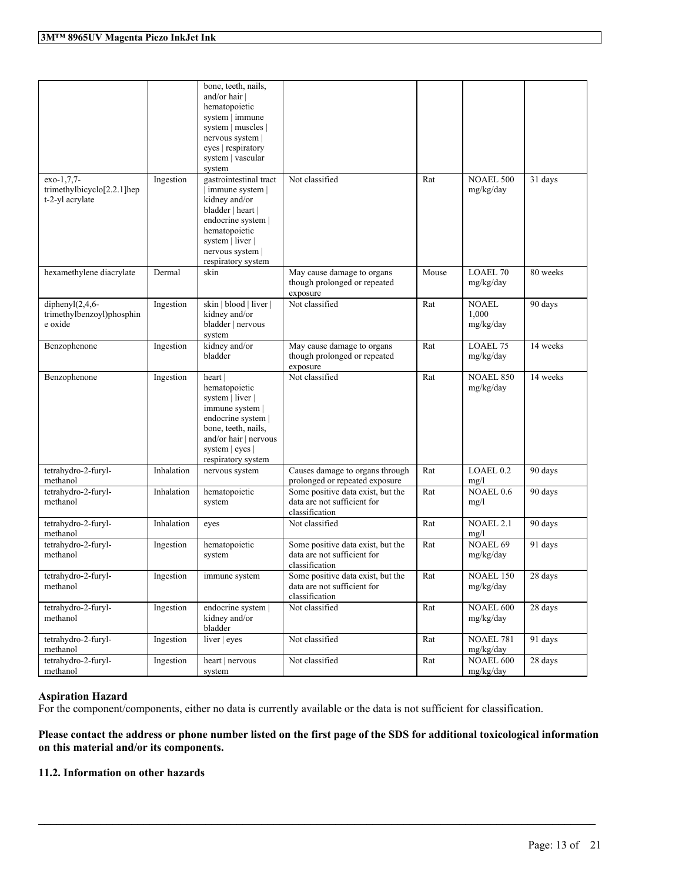| | | bone, teeth, nails, and/or hair \| hematopoietic system \| immune system \| muscles \| nervous system \| eyes \| respiratory system \| vascular system | | | | |
|---|---|---|---|---|---|---|
| exo-1,7,7-trimethylbicyclo[2.2.1]hept-2-yl acrylate | Ingestion | gastrointestinal tract \| immune system \| kidney and/or bladder \| heart \| endocrine system \| hematopoietic system \| liver \| nervous system \| respiratory system | Not classified | Rat | NOAEL 500 mg/kg/day | 31 days |
| hexamethylene diacrylate | Dermal | skin | May cause damage to organs though prolonged or repeated exposure | Mouse | LOAEL 70 mg/kg/day | 80 weeks |
| diphenyl(2,4,6-trimethylbenzoyl)phosphine oxide | Ingestion | skin \| blood \| liver \| kidney and/or bladder \| nervous system | Not classified | Rat | NOAEL 1,000 mg/kg/day | 90 days |
| Benzophenone | Ingestion | kidney and/or bladder | May cause damage to organs though prolonged or repeated exposure | Rat | LOAEL 75 mg/kg/day | 14 weeks |
| Benzophenone | Ingestion | heart \| hematopoietic system \| liver \| immune system \| endocrine system \| bone, teeth, nails, and/or hair \| nervous system \| eyes \| respiratory system | Not classified | Rat | NOAEL 850 mg/kg/day | 14 weeks |
| tetrahydro-2-furyl-methanol | Inhalation | nervous system | Causes damage to organs through prolonged or repeated exposure | Rat | LOAEL 0.2 mg/l | 90 days |
| tetrahydro-2-furyl-methanol | Inhalation | hematopoietic system | Some positive data exist, but the data are not sufficient for classification | Rat | NOAEL 0.6 mg/l | 90 days |
| tetrahydro-2-furyl-methanol | Inhalation | eyes | Not classified | Rat | NOAEL 2.1 mg/l | 90 days |
| tetrahydro-2-furyl-methanol | Ingestion | hematopoietic system | Some positive data exist, but the data are not sufficient for classification | Rat | NOAEL 69 mg/kg/day | 91 days |
| tetrahydro-2-furyl-methanol | Ingestion | immune system | Some positive data exist, but the data are not sufficient for classification | Rat | NOAEL 150 mg/kg/day | 28 days |
| tetrahydro-2-furyl-methanol | Ingestion | endocrine system \| kidney and/or bladder | Not classified | Rat | NOAEL 600 mg/kg/day | 28 days |
| tetrahydro-2-furyl-methanol | Ingestion | liver \| eyes | Not classified | Rat | NOAEL 781 mg/kg/day | 91 days |
| tetrahydro-2-furyl-methanol | Ingestion | heart \| nervous system | Not classified | Rat | NOAEL 600 mg/kg/day | 28 days |

**Aspiration Hazard**

For the component/components, either no data is currently available or the data is not sufficient for classification.

**Please contact the address or phone number listed on the first page of the SDS for additional toxicological information on this material and/or its components.**

**11.2. Information on other hazards**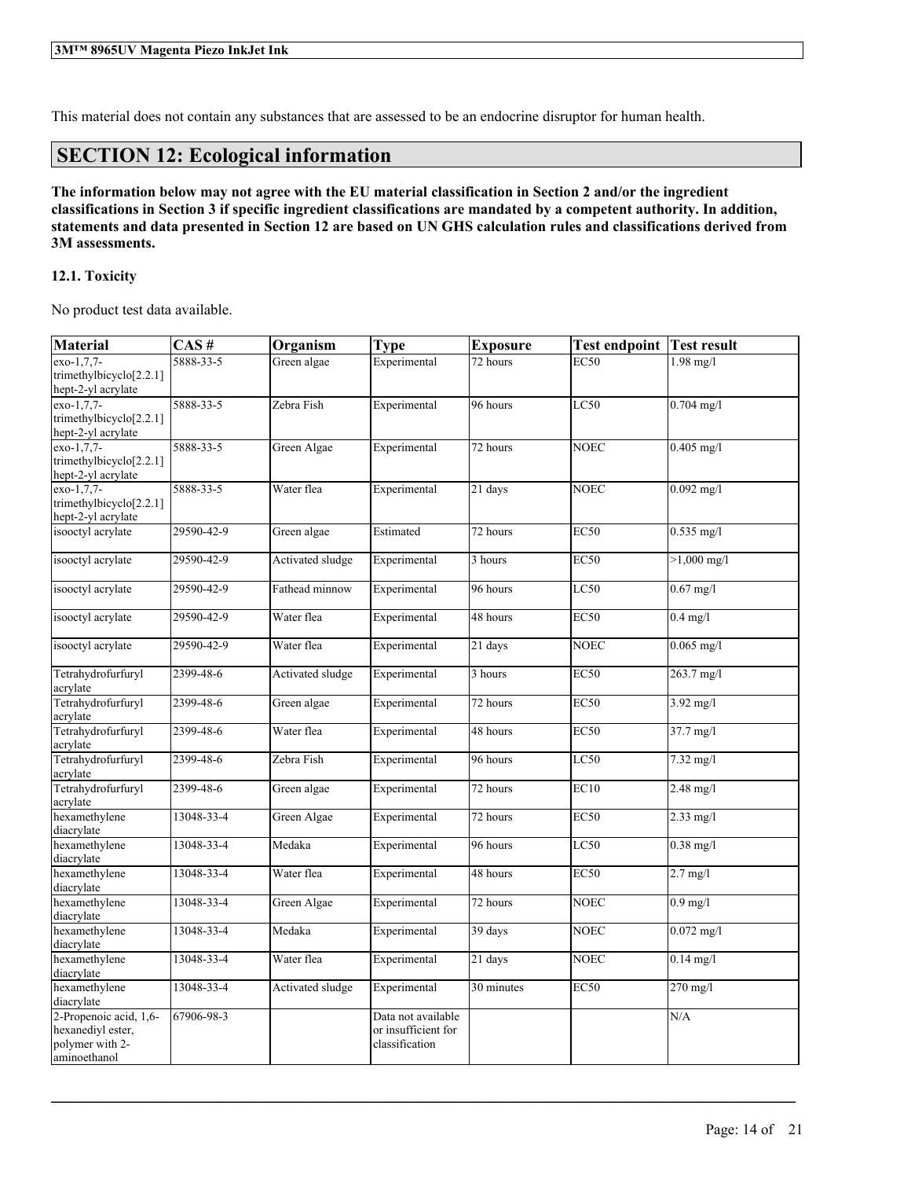This material does not contain any substances that are assessed to be an endocrine disruptor for human health.

## SECTION 12: Ecological information

**The information below may not agree with the EU material classification in Section 2 and/or the ingredient classifications in Section 3 if specific ingredient classifications are mandated by a competent authority. In addition, statements and data presented in Section 12 are based on UN GHS calculation rules and classifications derived from 3M assessments.**

### 12.1. Toxicity

No product test data available.

| Material | CAS # | Organism | Type | Exposure | Test endpoint | Test result |
|---|---|---|---|---|---|---|
| exo-1,7,7-trimethylbicyclo[2.2.1]hept-2-yl acrylate | 5888-33-5 | Green algae | Experimental | 72 hours | EC50 | 1.98 mg/l |
| exo-1,7,7-trimethylbicyclo[2.2.1]hept-2-yl acrylate | 5888-33-5 | Zebra Fish | Experimental | 96 hours | LC50 | 0.704 mg/l |
| exo-1,7,7-trimethylbicyclo[2.2.1]hept-2-yl acrylate | 5888-33-5 | Green Algae | Experimental | 72 hours | NOEC | 0.405 mg/l |
| exo-1,7,7-trimethylbicyclo[2.2.1]hept-2-yl acrylate | 5888-33-5 | Water flea | Experimental | 21 days | NOEC | 0.092 mg/l |
| isooctyl acrylate | 29590-42-9 | Green algae | Estimated | 72 hours | EC50 | 0.535 mg/l |
| isooctyl acrylate | 29590-42-9 | Activated sludge | Experimental | 3 hours | EC50 | >1,000 mg/l |
| isooctyl acrylate | 29590-42-9 | Fathead minnow | Experimental | 96 hours | LC50 | 0.67 mg/l |
| isooctyl acrylate | 29590-42-9 | Water flea | Experimental | 48 hours | EC50 | 0.4 mg/l |
| isooctyl acrylate | 29590-42-9 | Water flea | Experimental | 21 days | NOEC | 0.065 mg/l |
| Tetrahydrofurfuryl acrylate | 2399-48-6 | Activated sludge | Experimental | 3 hours | EC50 | 263.7 mg/l |
| Tetrahydrofurfuryl acrylate | 2399-48-6 | Green algae | Experimental | 72 hours | EC50 | 3.92 mg/l |
| Tetrahydrofurfuryl acrylate | 2399-48-6 | Water flea | Experimental | 48 hours | EC50 | 37.7 mg/l |
| Tetrahydrofurfuryl acrylate | 2399-48-6 | Zebra Fish | Experimental | 96 hours | LC50 | 7.32 mg/l |
| Tetrahydrofurfuryl acrylate | 2399-48-6 | Green algae | Experimental | 72 hours | EC10 | 2.48 mg/l |
| hexamethylene diacrylate | 13048-33-4 | Green Algae | Experimental | 72 hours | EC50 | 2.33 mg/l |
| hexamethylene diacrylate | 13048-33-4 | Medaka | Experimental | 96 hours | LC50 | 0.38 mg/l |
| hexamethylene diacrylate | 13048-33-4 | Water flea | Experimental | 48 hours | EC50 | 2.7 mg/l |
| hexamethylene diacrylate | 13048-33-4 | Green Algae | Experimental | 72 hours | NOEC | 0.9 mg/l |
| hexamethylene diacrylate | 13048-33-4 | Medaka | Experimental | 39 days | NOEC | 0.072 mg/l |
| hexamethylene diacrylate | 13048-33-4 | Water flea | Experimental | 21 days | NOEC | 0.14 mg/l |
| hexamethylene diacrylate | 13048-33-4 | Activated sludge | Experimental | 30 minutes | EC50 | 270 mg/l |
| 2-Propenoic acid, 1,6-hexanediyl ester, polymer with 2-aminoethanol | 67906-98-3 | | Data not available or insufficient for classification | | | N/A |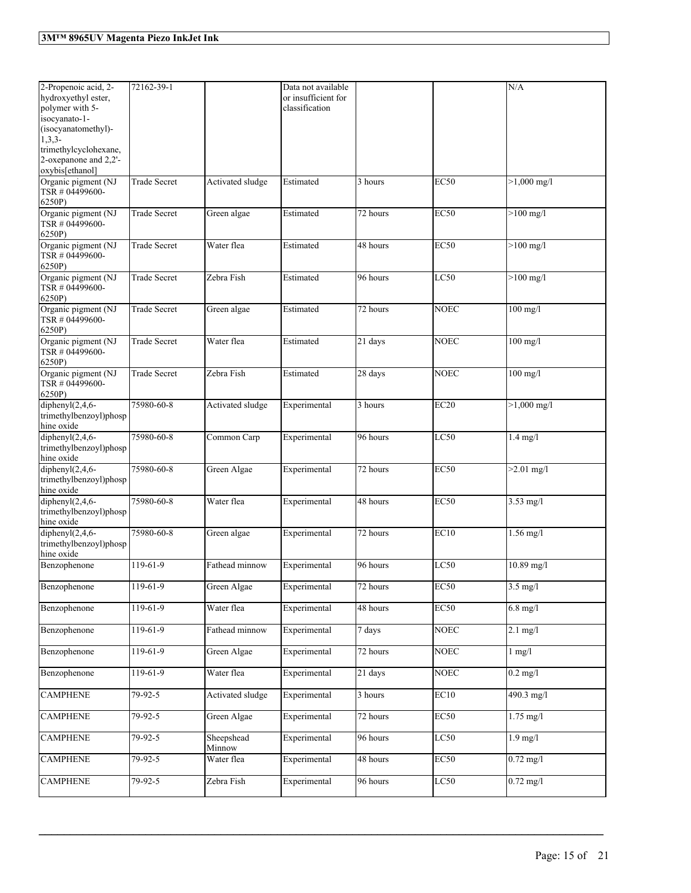| 2-Propenoic acid, 2-hydroxyethyl ester, polymer with 5-isocyanato-1-(isocyanatomethyl)-1,3,3-trimethylcyclohexane, 2-oxepanone and 2,2'-oxybis[ethanol] | 72162-39-1 | | Data not available or insufficient for classification | | | N/A |
|---|---|---|---|---|---|---|
| Organic pigment (NJ TSR # 04499600-6250P) | Trade Secret | Activated sludge | Estimated | 3 hours | EC50 | >1,000 mg/l |
| Organic pigment (NJ TSR # 04499600-6250P) | Trade Secret | Green algae | Estimated | 72 hours | EC50 | >100 mg/l |
| Organic pigment (NJ TSR # 04499600-6250P) | Trade Secret | Water flea | Estimated | 48 hours | EC50 | >100 mg/l |
| Organic pigment (NJ TSR # 04499600-6250P) | Trade Secret | Zebra Fish | Estimated | 96 hours | LC50 | >100 mg/l |
| Organic pigment (NJ TSR # 04499600-6250P) | Trade Secret | Green algae | Estimated | 72 hours | NOEC | 100 mg/l |
| Organic pigment (NJ TSR # 04499600-6250P) | Trade Secret | Water flea | Estimated | 21 days | NOEC | 100 mg/l |
| Organic pigment (NJ TSR # 04499600-6250P) | Trade Secret | Zebra Fish | Estimated | 28 days | NOEC | 100 mg/l |
| diphenyl(2,4,6-trimethylbenzoyl)phosphine oxide | 75980-60-8 | Activated sludge | Experimental | 3 hours | EC20 | >1,000 mg/l |
| diphenyl(2,4,6-trimethylbenzoyl)phosphine oxide | 75980-60-8 | Common Carp | Experimental | 96 hours | LC50 | 1.4 mg/l |
| diphenyl(2,4,6-trimethylbenzoyl)phosphine oxide | 75980-60-8 | Green Algae | Experimental | 72 hours | EC50 | >2.01 mg/l |
| diphenyl(2,4,6-trimethylbenzoyl)phosphine oxide | 75980-60-8 | Water flea | Experimental | 48 hours | EC50 | 3.53 mg/l |
| diphenyl(2,4,6-trimethylbenzoyl)phosphine oxide | 75980-60-8 | Green algae | Experimental | 72 hours | EC10 | 1.56 mg/l |
| Benzophenone | 119-61-9 | Fathead minnow | Experimental | 96 hours | LC50 | 10.89 mg/l |
| Benzophenone | 119-61-9 | Green Algae | Experimental | 72 hours | EC50 | 3.5 mg/l |
| Benzophenone | 119-61-9 | Water flea | Experimental | 48 hours | EC50 | 6.8 mg/l |
| Benzophenone | 119-61-9 | Fathead minnow | Experimental | 7 days | NOEC | 2.1 mg/l |
| Benzophenone | 119-61-9 | Green Algae | Experimental | 72 hours | NOEC | 1 mg/l |
| Benzophenone | 119-61-9 | Water flea | Experimental | 21 days | NOEC | 0.2 mg/l |
| CAMPHENE | 79-92-5 | Activated sludge | Experimental | 3 hours | EC10 | 490.3 mg/l |
| CAMPHENE | 79-92-5 | Green Algae | Experimental | 72 hours | EC50 | 1.75 mg/l |
| CAMPHENE | 79-92-5 | Sheepshead Minnow | Experimental | 96 hours | LC50 | 1.9 mg/l |
| CAMPHENE | 79-92-5 | Water flea | Experimental | 48 hours | EC50 | 0.72 mg/l |
| CAMPHENE | 79-92-5 | Zebra Fish | Experimental | 96 hours | LC50 | 0.72 mg/l |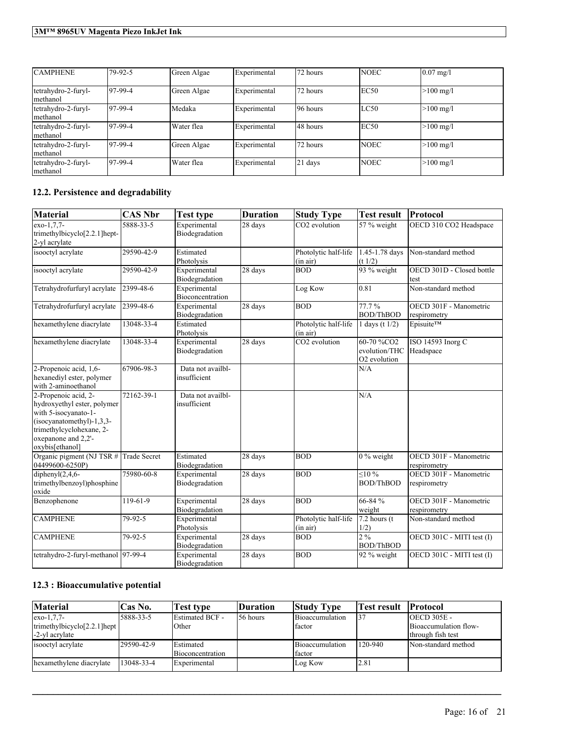| CAMPHENE | 79-92-5 | Green Algae | Experimental | 72 hours | NOEC | 0.07 mg/l |
|---|---|---|---|---|---|---|
| tetrahydro-2-furyl-methanol | 97-99-4 | Green Algae | Experimental | 72 hours | EC50 | >100 mg/l |
| tetrahydro-2-furyl-methanol | 97-99-4 | Medaka | Experimental | 96 hours | LC50 | >100 mg/l |
| tetrahydro-2-furyl-methanol | 97-99-4 | Water flea | Experimental | 48 hours | EC50 | >100 mg/l |
| tetrahydro-2-furyl-methanol | 97-99-4 | Green Algae | Experimental | 72 hours | NOEC | >100 mg/l |
| tetrahydro-2-furyl-methanol | 97-99-4 | Water flea | Experimental | 21 days | NOEC | >100 mg/l |

### 12.2. Persistence and degradability

| Material | CAS Nbr | Test type | Duration | Study Type | Test result | Protocol |
|---|---|---|---|---|---|---|
| exo-1,7,7-trimethylbicyclo[2.2.1]hept-2-yl acrylate | 5888-33-5 | Experimental Biodegradation | 28 days | $CO_2$ evolution | 57 % weight | OECD 310 $CO_2$ Headspace |
| isooctyl acrylate | 29590-42-9 | Estimated Photolysis | | Photolytic half-life (in air) | 1.45-1.78 days (t 1/2) | Non-standard method |
| isooctyl acrylate | 29590-42-9 | Experimental Biodegradation | 28 days | BOD | 93 % weight | OECD 301D - Closed bottle test |
| Tetrahydrofurfuryl acrylate | 2399-48-6 | Experimental Bioconcentration | | Log Kow | 0.81 | Non-standard method |
| Tetrahydrofurfuryl acrylate | 2399-48-6 | Experimental Biodegradation | 28 days | BOD | 77.7 % BOD/ThBOD | OECD 301F - Manometric respirometry |
| hexamethylene diacrylate | 13048-33-4 | Estimated Photolysis | | Photolytic half-life (in air) | 1 days (t 1/2) | Episuite™ |
| hexamethylene diacrylate | 13048-33-4 | Experimental Biodegradation | 28 days | $CO_2$ evolution | 60-70 %$CO_2$ evolution/THC $O_2$ evolution | ISO 14593 Inorg C Headspace |
| 2-Propenoic acid, 1,6-hexanediyl ester, polymer with 2-aminoethanol | 67906-98-3 | Data not availbl-insufficient | | | N/A | |
| 2-Propenoic acid, 2-hydroxyethyl ester, polymer with 5-isocyanato-1-(isocyanatomethyl)-1,3,3-trimethylcyclohexane, 2-oxepanone and 2,2'-oxybis[ethanol] | 72162-39-1 | Data not availbl-insufficient | | | N/A | |
| Organic pigment (NJ TSR # 04499600-6250P) | Trade Secret | Estimated Biodegradation | 28 days | BOD | 0 % weight | OECD 301F - Manometric respirometry |
| diphenyl(2,4,6-trimethylbenzoyl)phosphine oxide | 75980-60-8 | Experimental Biodegradation | 28 days | BOD | ≤10 % BOD/ThBOD | OECD 301F - Manometric respirometry |
| Benzophenone | 119-61-9 | Experimental Biodegradation | 28 days | BOD | 66-84 % weight | OECD 301F - Manometric respirometry |
| CAMPHENE | 79-92-5 | Experimental Photolysis | | Photolytic half-life (in air) | 7.2 hours (t 1/2) | Non-standard method |
| CAMPHENE | 79-92-5 | Experimental Biodegradation | 28 days | BOD | 2 % BOD/ThBOD | OECD 301C - MITI test (I) |
| tetrahydro-2-furyl-methanol | 97-99-4 | Experimental Biodegradation | 28 days | BOD | 92 % weight | OECD 301C - MITI test (I) |

### 12.3 : Bioaccumulative potential

| Material | Cas No. | Test type | Duration | Study Type | Test result | Protocol |
|---|---|---|---|---|---|---|
| exo-1,7,7-trimethylbicyclo[2.2.1]hept-2-yl acrylate | 5888-33-5 | Estimated BCF - Other | 56 hours | Bioaccumulation factor | 37 | OECD 305E - Bioaccumulation flow-through fish test |
| isooctyl acrylate | 29590-42-9 | Estimated Bioconcentration | | Bioaccumulation factor | 120-940 | Non-standard method |
| hexamethylene diacrylate | 13048-33-4 | Experimental | | Log Kow | 2.81 | |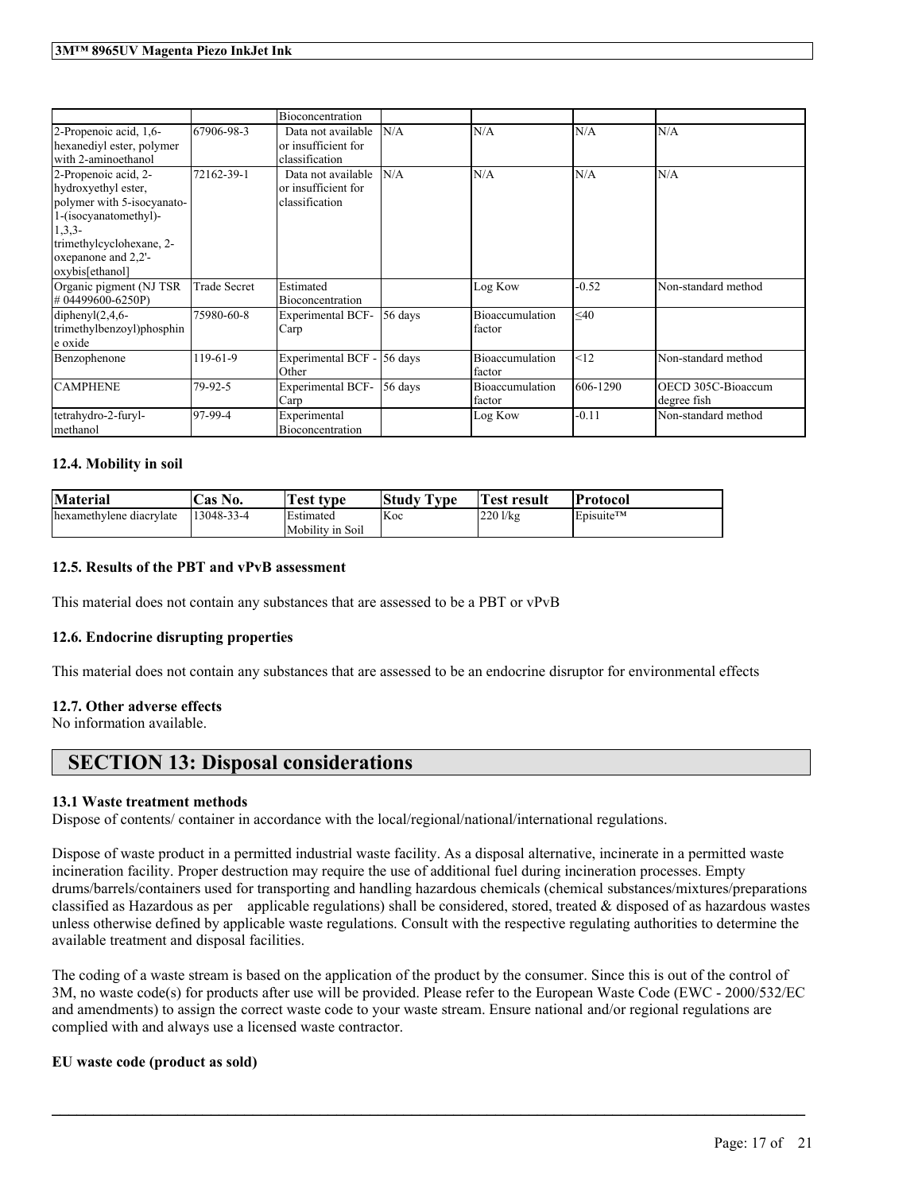| | | Bioconcentration | | | | |
|---|---|---|---|---|---|---|
| 2-Propenoic acid, 1,6-hexanediyl ester, polymer with 2-aminoethanol | 67906-98-3 | Data not available or insufficient for classification | N/A | N/A | N/A | N/A |
| 2-Propenoic acid, 2-hydroxyethyl ester, polymer with 5-isocyanato-1-(isocyanatomethyl)-1,3,3-trimethylcyclohexane, 2-oxepanone and 2,2'-oxybis[ethanol] | 72162-39-1 | Data not available or insufficient for classification | N/A | N/A | N/A | N/A |
| Organic pigment (NJ TSR # 04499600-6250P) | Trade Secret | Estimated Bioconcentration | | Log Kow | -0.52 | Non-standard method |
| diphenyl(2,4,6-trimethylbenzoyl)phosphine oxide | 75980-60-8 | Experimental BCF-Carp | 56 days | Bioaccumulation factor | ≤40 | |
| Benzophenone | 119-61-9 | Experimental BCF - Other | 56 days | Bioaccumulation factor | <12 | Non-standard method |
| CAMPHENE | 79-92-5 | Experimental BCF-Carp | 56 days | Bioaccumulation factor | 606-1290 | OECD 305C-Bioaccum degree fish |
| tetrahydro-2-furyl-methanol | 97-99-4 | Experimental Bioconcentration | | Log Kow | -0.11 | Non-standard method |

### 12.4. Mobility in soil

| Material | Cas No. | Test type | Study Type | Test result | Protocol |
|---|---|---|---|---|---|
| hexamethylene diacrylate | 13048-33-4 | Estimated Mobility in Soil | Koc | 220 l/kg | Episuite™ |

### 12.5. Results of the PBT and vPvB assessment

This material does not contain any substances that are assessed to be a PBT or vPvB

### 12.6. Endocrine disrupting properties

This material does not contain any substances that are assessed to be an endocrine disruptor for environmental effects

### 12.7. Other adverse effects

No information available.

## SECTION 13: Disposal considerations

### 13.1 Waste treatment methods

Dispose of contents/ container in accordance with the local/regional/national/international regulations.

Dispose of waste product in a permitted industrial waste facility. As a disposal alternative, incinerate in a permitted waste incineration facility. Proper destruction may require the use of additional fuel during incineration processes. Empty drums/barrels/containers used for transporting and handling hazardous chemicals (chemical substances/mixtures/preparations classified as Hazardous as per applicable regulations) shall be considered, stored, treated & disposed of as hazardous wastes unless otherwise defined by applicable waste regulations. Consult with the respective regulating authorities to determine the available treatment and disposal facilities.

The coding of a waste stream is based on the application of the product by the consumer. Since this is out of the control of 3M, no waste code(s) for products after use will be provided. Please refer to the European Waste Code (EWC - 2000/532/EC and amendments) to assign the correct waste code to your waste stream. Ensure national and/or regional regulations are complied with and always use a licensed waste contractor.

**EU waste code (product as sold)**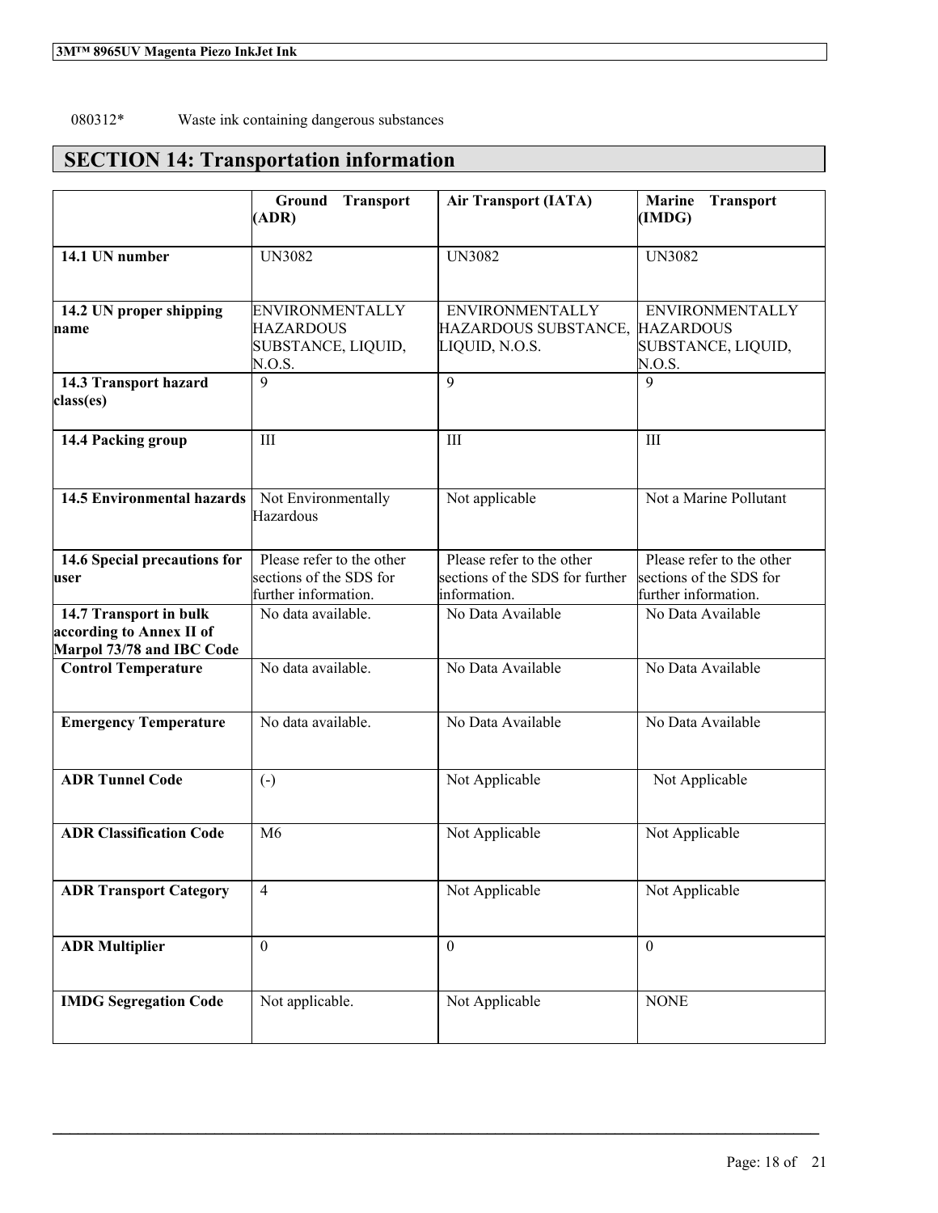080312* Waste ink containing dangerous substances

## SECTION 14: Transportation information

| | Ground Transport (ADR) | Air Transport (IATA) | Marine Transport (IMDG) |
|---|---|---|---|
| **14.1 UN number** | UN3082 | UN3082 | UN3082 |
| **14.2 UN proper shipping name** | ENVIRONMENTALLY HAZARDOUS SUBSTANCE, LIQUID, N.O.S. | ENVIRONMENTALLY HAZARDOUS SUBSTANCE, LIQUID, N.O.S. | ENVIRONMENTALLY HAZARDOUS SUBSTANCE, LIQUID, N.O.S. |
| **14.3 Transport hazard class(es)** | 9 | 9 | 9 |
| **14.4 Packing group** | III | III | III |
| **14.5 Environmental hazards** | Not Environmentally Hazardous | Not applicable | Not a Marine Pollutant |
| **14.6 Special precautions for user** | Please refer to the other sections of the SDS for further information. | Please refer to the other sections of the SDS for further information. | Please refer to the other sections of the SDS for further information. |
| **14.7 Transport in bulk according to Annex II of Marpol 73/78 and IBC Code** | No data available. | No Data Available | No Data Available |
| **Control Temperature** | No data available. | No Data Available | No Data Available |
| **Emergency Temperature** | No data available. | No Data Available | No Data Available |
| **ADR Tunnel Code** | (-) | Not Applicable | Not Applicable |
| **ADR Classification Code** | M6 | Not Applicable | Not Applicable |
| **ADR Transport Category** | 4 | Not Applicable | Not Applicable |
| **ADR Multiplier** | 0 | 0 | 0 |
| **IMDG Segregation Code** | Not applicable. | Not Applicable | NONE |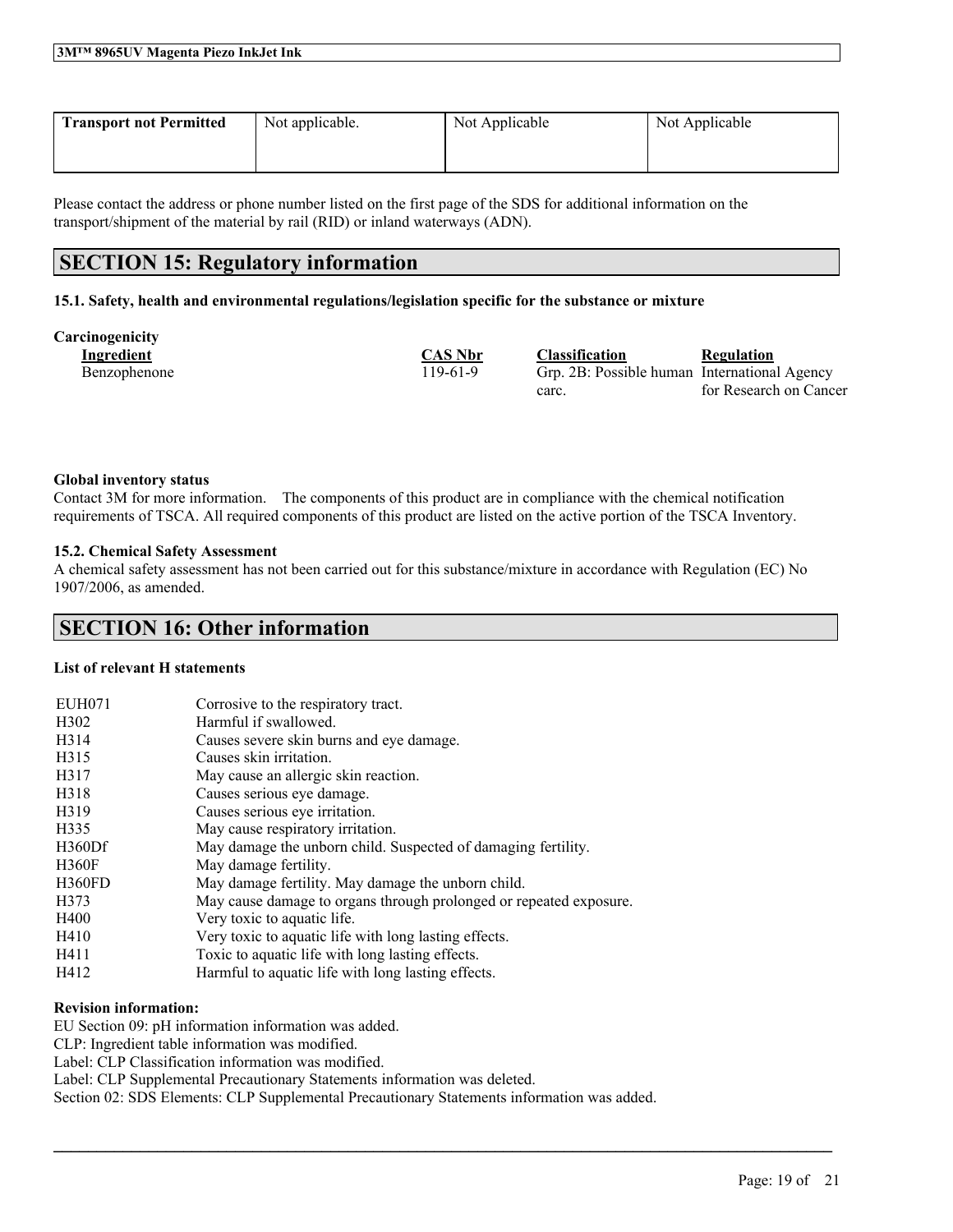| Transport not Permitted | Not applicable. | Not Applicable | Not Applicable |
|---|---|---|---|

Please contact the address or phone number listed on the first page of the SDS for additional information on the transport/shipment of the material by rail (RID) or inland waterways (ADN).

# SECTION 15: Regulatory information

### 15.1. Safety, health and environmental regulations/legislation specific for the substance or mixture

**Carcinogenicity**

| Ingredient | CAS Nbr | Classification | Regulation |
|---|---|---|---|
| Benzophenone | 119-61-9 | Grp. 2B: Possible human carc. | International Agency for Research on Cancer |

**Global inventory status**

Contact 3M for more information. The components of this product are in compliance with the chemical notification requirements of TSCA. All required components of this product are listed on the active portion of the TSCA Inventory.

**15.2. Chemical Safety Assessment**

A chemical safety assessment has not been carried out for this substance/mixture in accordance with Regulation (EC) No 1907/2006, as amended.

# SECTION 16: Other information

**List of relevant H statements**

| | |
|---|---|
| EUH071 | Corrosive to the respiratory tract. |
| H302 | Harmful if swallowed. |
| H314 | Causes severe skin burns and eye damage. |
| H315 | Causes skin irritation. |
| H317 | May cause an allergic skin reaction. |
| H318 | Causes serious eye damage. |
| H319 | Causes serious eye irritation. |
| H335 | May cause respiratory irritation. |
| H360Df | May damage the unborn child. Suspected of damaging fertility. |
| H360F | May damage fertility. |
| H360FD | May damage fertility. May damage the unborn child. |
| H373 | May cause damage to organs through prolonged or repeated exposure. |
| H400 | Very toxic to aquatic life. |
| H410 | Very toxic to aquatic life with long lasting effects. |
| H411 | Toxic to aquatic life with long lasting effects. |
| H412 | Harmful to aquatic life with long lasting effects. |

**Revision information:**

EU Section 09: pH information information was added.
CLP: Ingredient table information was modified.
Label: CLP Classification information was modified.
Label: CLP Supplemental Precautionary Statements information was deleted.
Section 02: SDS Elements: CLP Supplemental Precautionary Statements information was added.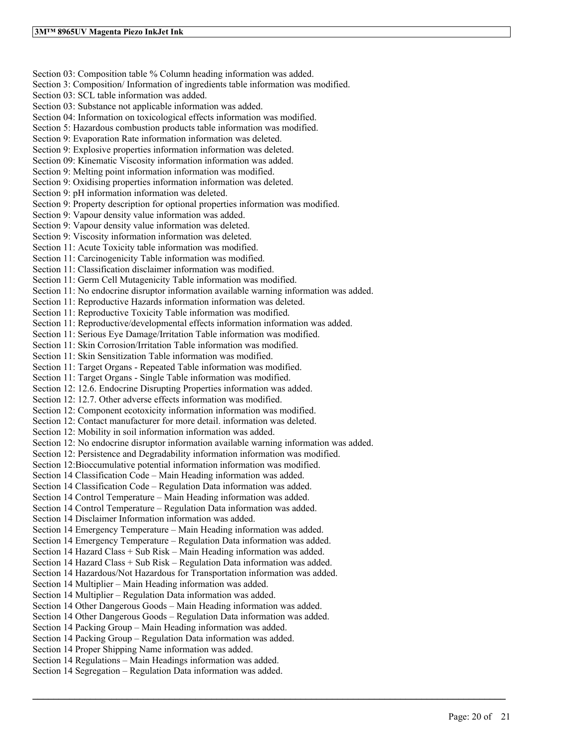Section 03: Composition table % Column heading information was added.
Section 3: Composition/ Information of ingredients table information was modified.
Section 03: SCL table information was added.
Section 03: Substance not applicable information was added.
Section 04: Information on toxicological effects information was modified.
Section 5: Hazardous combustion products table information was modified.
Section 9: Evaporation Rate information information was deleted.
Section 9: Explosive properties information information was deleted.
Section 09: Kinematic Viscosity information information was added.
Section 9: Melting point information information was modified.
Section 9: Oxidising properties information information was deleted.
Section 9: pH information information was deleted.
Section 9: Property description for optional properties information was modified.
Section 9: Vapour density value information was added.
Section 9: Vapour density value information was deleted.
Section 9: Viscosity information information was deleted.
Section 11: Acute Toxicity table information was modified.
Section 11: Carcinogenicity Table information was modified.
Section 11: Classification disclaimer information was modified.
Section 11: Germ Cell Mutagenicity Table information was modified.
Section 11: No endocrine disruptor information available warning information was added.
Section 11: Reproductive Hazards information information was deleted.
Section 11: Reproductive Toxicity Table information was modified.
Section 11: Reproductive/developmental effects information information was added.
Section 11: Serious Eye Damage/Irritation Table information was modified.
Section 11: Skin Corrosion/Irritation Table information was modified.
Section 11: Skin Sensitization Table information was modified.
Section 11: Target Organs - Repeated Table information was modified.
Section 11: Target Organs - Single Table information was modified.
Section 12: 12.6. Endocrine Disrupting Properties information was added.
Section 12: 12.7. Other adverse effects information was modified.
Section 12: Component ecotoxicity information information was modified.
Section 12: Contact manufacturer for more detail. information was deleted.
Section 12: Mobility in soil information information was added.
Section 12: No endocrine disruptor information available warning information was added.
Section 12: Persistence and Degradability information information was modified.
Section 12:Bioccumulative potential information information was modified.
Section 14 Classification Code – Main Heading information was added.
Section 14 Classification Code – Regulation Data information was added.
Section 14 Control Temperature – Main Heading information was added.
Section 14 Control Temperature – Regulation Data information was added.
Section 14 Disclaimer Information information was added.
Section 14 Emergency Temperature – Main Heading information was added.
Section 14 Emergency Temperature – Regulation Data information was added.
Section 14 Hazard Class + Sub Risk – Main Heading information was added.
Section 14 Hazard Class + Sub Risk – Regulation Data information was added.
Section 14 Hazardous/Not Hazardous for Transportation information was added.
Section 14 Multiplier – Main Heading information was added.
Section 14 Multiplier – Regulation Data information was added.
Section 14 Other Dangerous Goods – Main Heading information was added.
Section 14 Other Dangerous Goods – Regulation Data information was added.
Section 14 Packing Group – Main Heading information was added.
Section 14 Packing Group – Regulation Data information was added.
Section 14 Proper Shipping Name information was added.
Section 14 Regulations – Main Headings information was added.
Section 14 Segregation – Regulation Data information was added.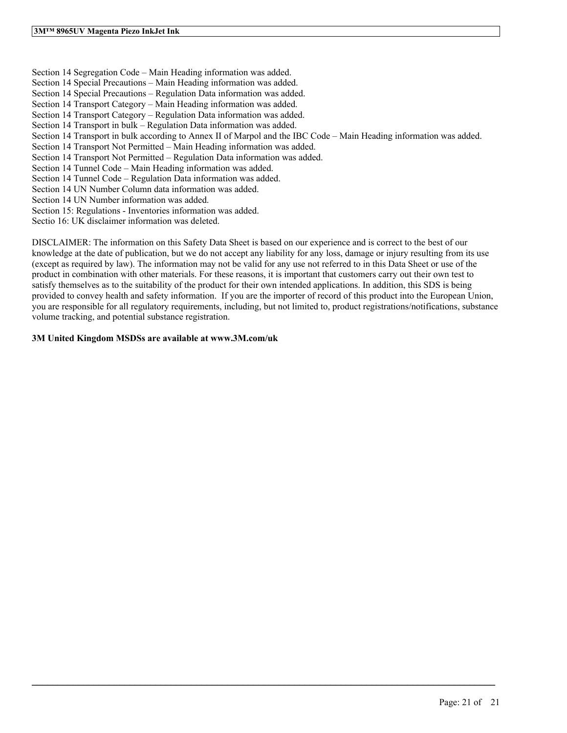Section 14 Segregation Code – Main Heading information was added.
Section 14 Special Precautions – Main Heading information was added.
Section 14 Special Precautions – Regulation Data information was added.
Section 14 Transport Category – Main Heading information was added.
Section 14 Transport Category – Regulation Data information was added.
Section 14 Transport in bulk – Regulation Data information was added.
Section 14 Transport in bulk according to Annex II of Marpol and the IBC Code – Main Heading information was added.
Section 14 Transport Not Permitted – Main Heading information was added.
Section 14 Transport Not Permitted – Regulation Data information was added.
Section 14 Tunnel Code – Main Heading information was added.
Section 14 Tunnel Code – Regulation Data information was added.
Section 14 UN Number Column data information was added.
Section 14 UN Number information was added.
Section 15: Regulations - Inventories information was added.
Sectio 16: UK disclaimer information was deleted.

DISCLAIMER: The information on this Safety Data Sheet is based on our experience and is correct to the best of our knowledge at the date of publication, but we do not accept any liability for any loss, damage or injury resulting from its use (except as required by law). The information may not be valid for any use not referred to in this Data Sheet or use of the product in combination with other materials. For these reasons, it is important that customers carry out their own test to satisfy themselves as to the suitability of the product for their own intended applications. In addition, this SDS is being provided to convey health and safety information. If you are the importer of record of this product into the European Union, you are responsible for all regulatory requirements, including, but not limited to, product registrations/notifications, substance volume tracking, and potential substance registration.

**3M United Kingdom MSDSs are available at www.3M.com/uk**